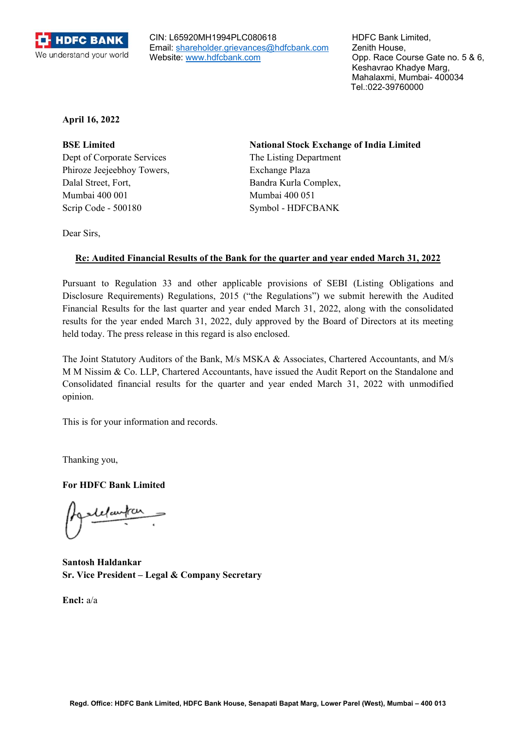HDFC BANK
We understand your world

CIN: L65920MH1994PLC080618
Email: shareholder.grievances@hdfcbank.com
Website: www.hdfcbank.com

HDFC Bank Limited,
Zenith House,
Opp. Race Course Gate no. 5 & 6,
Keshavrao Khadye Marg,
Mahalaxmi, Mumbai- 400034
Tel.:022-39760000

**April 16, 2022**

**BSE Limited**
Dept of Corporate Services
Phiroze Jeejeebhoy Towers,
Dalal Street, Fort,
Mumbai 400 001
Scrip Code - 500180

**National Stock Exchange of India Limited**
The Listing Department
Exchange Plaza
Bandra Kurla Complex,
Mumbai 400 051
Symbol - HDFCBANK

Dear Sirs,

**Re: Audited Financial Results of the Bank for the quarter and year ended March 31, 2022**

Pursuant to Regulation 33 and other applicable provisions of SEBI (Listing Obligations and Disclosure Requirements) Regulations, 2015 ("the Regulations") we submit herewith the Audited Financial Results for the last quarter and year ended March 31, 2022, along with the consolidated results for the year ended March 31, 2022, duly approved by the Board of Directors at its meeting held today. The press release in this regard is also enclosed.

The Joint Statutory Auditors of the Bank, M/s MSKA & Associates, Chartered Accountants, and M/s M M Nissim & Co. LLP, Chartered Accountants, have issued the Audit Report on the Standalone and Consolidated financial results for the quarter and year ended March 31, 2022 with unmodified opinion.

This is for your information and records.

Thanking you,

**For HDFC Bank Limited**

**Santosh Haldankar**
**Sr. Vice President – Legal & Company Secretary**

**Encl:** a/a

Regd. Office: HDFC Bank Limited, HDFC Bank House, Senapati Bapat Marg, Lower Parel (West), Mumbai – 400 013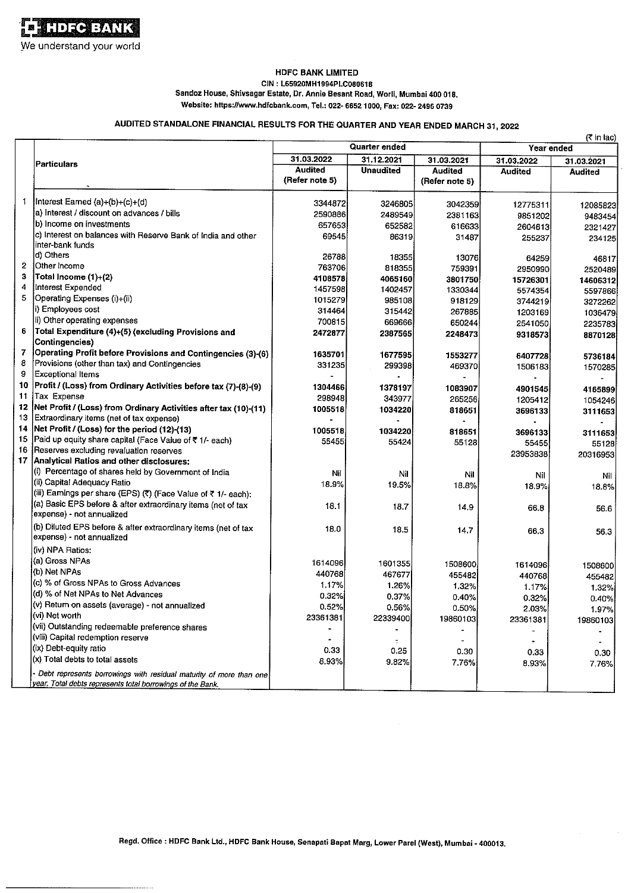HDFC BANK

We understand your world

**HDFC BANK LIMITED**

**CIN : L65920MH1994PLC080618**

**Sandoz House, Shivsagar Estate, Dr. Annie Besant Road, Worli, Mumbai 400 018.**

**Website: https://www.hdfcbank.com, Tel.: 022- 6652 1000, Fax: 022- 2496 0739**

## AUDITED STANDALONE FINANCIAL RESULTS FOR THE QUARTER AND YEAR ENDED MARCH 31, 2022

(₹ in lac)

| | Particulars | Quarter ended | | | Year ended | |
|---|---|---|---|---|---|---|
| | | 31.03.2022 | 31.12.2021 | 31.03.2021 | 31.03.2022 | 31.03.2021 |
| | | Audited (Refer note 5) | Unaudited | Audited (Refer note 5) | Audited | Audited |
| 1 | Interest Earned (a)+(b)+(c)+(d) | 3344872 | 3246805 | 3042359 | 12775311 | 12085823 |
| | a) Interest / discount on advances / bills | 2590886 | 2489549 | 2381163 | 9851202 | 9483454 |
| | b) Income on investments | 657653 | 652582 | 616633 | 2604613 | 2321427 |
| | c) Interest on balances with Reserve Bank of India and other inter-bank funds | 69545 | 86319 | 31487 | 255237 | 234125 |
| | d) Others | 26788 | 18355 | 13076 | 64259 | 46817 |
| 2 | Other income | 763706 | 818355 | 759391 | 2950990 | 2520489 |
| 3 | **Total Income (1)+(2)** | **4108578** | **4065160** | **3801750** | **15726301** | **14606312** |
| 4 | Interest Expended | 1457598 | 1402457 | 1330344 | 5574354 | 5597866 |
| 5 | Operating Expenses (i)+(ii) | 1015279 | 985108 | 918129 | 3744219 | 3272262 |
| | i) Employees cost | 314464 | 315442 | 267885 | 1203169 | 1036479 |
| | ii) Other operating expenses | 700815 | 669666 | 650244 | 2541050 | 2235783 |
| 6 | **Total Expenditure (4)+(5) (excluding Provisions and Contingencies)** | **2472877** | **2387565** | **2248473** | **9318573** | **8870128** |
| 7 | **Operating Profit before Provisions and Contingencies (3)-(6)** | **1635701** | **1677595** | **1553277** | **6407728** | **5736184** |
| 8 | Provisions (other than tax) and Contingencies | 331235 | 299398 | 469370 | 1506183 | 1570285 |
| 9 | Exceptional Items | - | - | - | - | - |
| 10 | **Profit / (Loss) from Ordinary Activities before tax (7)-(8)-(9)** | **1304466** | **1378197** | **1083907** | **4901545** | **4165899** |
| 11 | Tax Expense | 298948 | 343977 | 265256 | 1205412 | 1054246 |
| 12 | **Net Profit / (Loss) from Ordinary Activities after tax (10)-(11)** | **1005518** | **1034220** | **818651** | **3696133** | **3111653** |
| 13 | Extraordinary items (net of tax expense) | - | - | - | - | - |
| 14 | **Net Profit / (Loss) for the period (12)-(13)** | **1005518** | **1034220** | **818651** | **3696133** | **3111653** |
| 15 | Paid up equity share capital (Face Value of ₹ 1/- each) | 55455 | 55424 | 55128 | 55455 | 55128 |
| 16 | Reserves excluding revaluation reserves | | | | 23953838 | 20316953 |
| 17 | **Analytical Ratios and other disclosures:** | | | | | |
| | (i) Percentage of shares held by Government of India | Nil | Nil | Nil | Nil | Nil |
| | (ii) Capital Adequacy Ratio | 18.9% | 19.5% | 18.8% | 18.9% | 18.8% |
| | (iii) Earnings per share (EPS) (₹) (Face Value of ₹ 1/- each): | | | | | |
| | (a) Basic EPS before & after extraordinary items (net of tax expense) - not annualized | 18.1 | 18.7 | 14.9 | 66.8 | 56.6 |
| | (b) Diluted EPS before & after extraordinary items (net of tax expense) - not annualized | 18.0 | 18.5 | 14.7 | 66.3 | 56.3 |
| | (iv) NPA Ratios: | | | | | |
| | (a) Gross NPAs | 1614096 | 1601355 | 1508600 | 1614096 | 1508600 |
| | (b) Net NPAs | 440768 | 467677 | 455482 | 440768 | 455482 |
| | (c) % of Gross NPAs to Gross Advances | 1.17% | 1.26% | 1.32% | 1.17% | 1.32% |
| | (d) % of Net NPAs to Net Advances | 0.32% | 0.37% | 0.40% | 0.32% | 0.40% |
| | (v) Return on assets (average) - not annualized | 0.52% | 0.56% | 0.50% | 2.03% | 1.97% |
| | (vi) Net worth | 23361381 | 22339400 | 19860103 | 23361381 | 19860103 |
| | (vii) Outstanding redeemable preference shares | - | - | - | - | - |
| | (viii) Capital redemption reserve | - | - | - | - | - |
| | (ix) Debt-equity ratio | 0.33 | 0.25 | 0.30 | 0.33 | 0.30 |
| | (x) Total debts to total assets | 8.93% | 9.82% | 7.76% | 8.93% | 7.76% |
| | *- Debt represents borrowings with residual maturity of more than one year. Total debts represents total borrowings of the Bank.* | | | | | |

**Regd. Office : HDFC Bank Ltd., HDFC Bank House, Senapati Bapat Marg, Lower Parel (West), Mumbai - 400013.**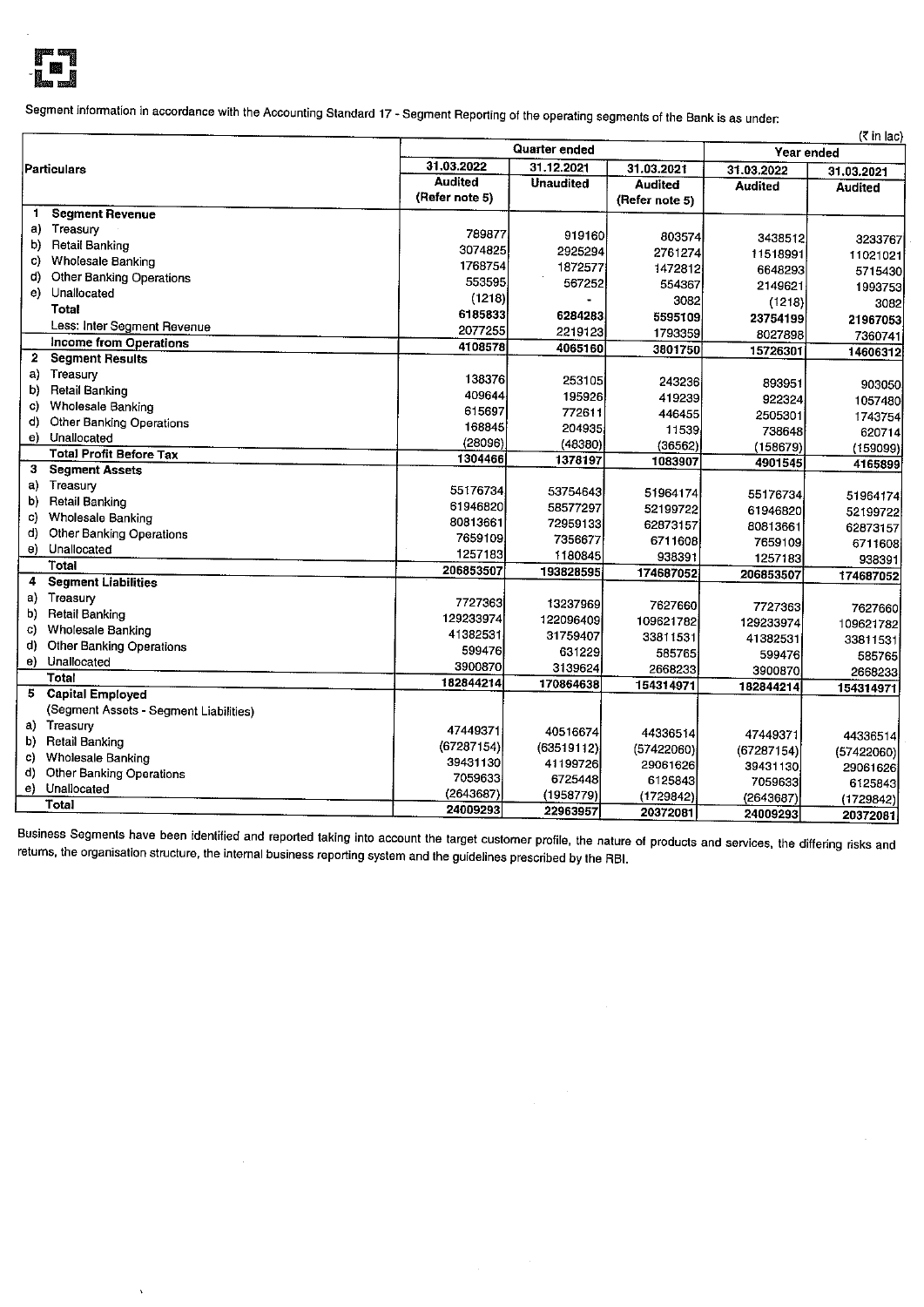Segment information in accordance with the Accounting Standard 17 - Segment Reporting of the operating segments of the Bank is as under:

(₹ in lac)

| Particulars | Quarter ended | | | Year ended | |
|---|---|---|---|---|---|
| | 31.03.2022 | 31.12.2021 | 31.03.2021 | 31.03.2022 | 31.03.2021 |
| | Audited (Refer note 5) | Unaudited | Audited (Refer note 5) | Audited | Audited |
| **1 Segment Revenue** | | | | | |
| a) Treasury | 789877 | 919160 | 803574 | 3438512 | 3233767 |
| b) Retail Banking | 3074825 | 2925294 | 2761274 | 11518991 | 11021021 |
| c) Wholesale Banking | 1768754 | 1872577 | 1472812 | 6648293 | 5715430 |
| d) Other Banking Operations | 553595 | 567252 | 554367 | 2149621 | 1993753 |
| e) Unallocated | (1218) | - | 3082 | (1218) | 3082 |
| **Total** | 6185833 | 6284283 | 5595109 | 23754199 | 21967053 |
| Less: Inter Segment Revenue | 2077255 | 2219123 | 1793359 | 8027898 | 7360741 |
| **Income from Operations** | 4108578 | 4065160 | 3801750 | 15726301 | 14606312 |
| **2 Segment Results** | | | | | |
| a) Treasury | 138376 | 253105 | 243236 | 893951 | 903050 |
| b) Retail Banking | 409644 | 195926 | 419239 | 922324 | 1057480 |
| c) Wholesale Banking | 615697 | 772611 | 446455 | 2505301 | 1743754 |
| d) Other Banking Operations | 168845 | 204935 | 11539 | 738648 | 620714 |
| e) Unallocated | (28096) | (48380) | (36562) | (158679) | (159099) |
| **Total Profit Before Tax** | 1304466 | 1378197 | 1083907 | 4901545 | 4165899 |
| **3 Segment Assets** | | | | | |
| a) Treasury | 55176734 | 53754643 | 51964174 | 55176734 | 51964174 |
| b) Retail Banking | 61946820 | 58577297 | 52199722 | 61946820 | 52199722 |
| c) Wholesale Banking | 80813661 | 72959133 | 62873157 | 80813661 | 62873157 |
| d) Other Banking Operations | 7659109 | 7356677 | 6711608 | 7659109 | 6711608 |
| e) Unallocated | 1257183 | 1180845 | 938391 | 1257183 | 938391 |
| **Total** | 206853507 | 193828595 | 174687052 | 206853507 | 174687052 |
| **4 Segment Liabilities** | | | | | |
| a) Treasury | 7727363 | 13237969 | 7627660 | 7727363 | 7627660 |
| b) Retail Banking | 129233974 | 122096409 | 109621782 | 129233974 | 109621782 |
| c) Wholesale Banking | 41382531 | 31759407 | 33811531 | 41382531 | 33811531 |
| d) Other Banking Operations | 599476 | 631229 | 585765 | 599476 | 585765 |
| e) Unallocated | 3900870 | 3139624 | 2668233 | 3900870 | 2668233 |
| **Total** | 182844214 | 170864638 | 154314971 | 182844214 | 154314971 |
| **5 Capital Employed** (Segment Assets - Segment Liabilities) | | | | | |
| a) Treasury | 47449371 | 40516674 | 44336514 | 47449371 | 44336514 |
| b) Retail Banking | (67287154) | (63519112) | (57422060) | (67287154) | (57422060) |
| c) Wholesale Banking | 39431130 | 41199726 | 29061626 | 39431130 | 29061626 |
| d) Other Banking Operations | 7059633 | 6725448 | 6125843 | 7059633 | 6125843 |
| e) Unallocated | (2643687) | (1958779) | (1729842) | (2643687) | (1729842) |
| **Total** | 24009293 | 22963957 | 20372081 | 24009293 | 20372081 |

Business Segments have been identified and reported taking into account the target customer profile, the nature of products and services, the differing risks and returns, the organisation structure, the internal business reporting system and the guidelines prescribed by the RBI.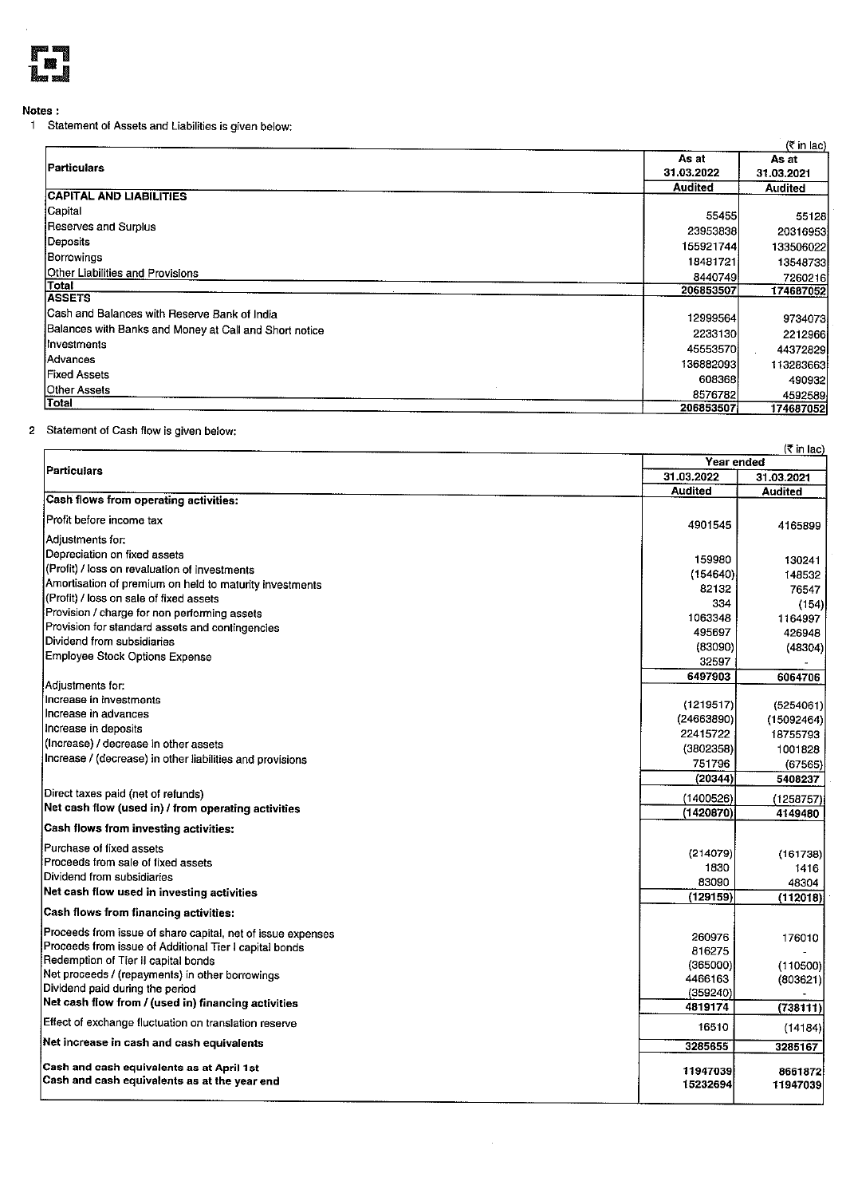**Notes :**

1 Statement of Assets and Liabilities is given below:

(₹ in lac)

| Particulars | As at 31.03.2022 | As at 31.03.2021 |
|---|---|---|
| | Audited | Audited |
| **CAPITAL AND LIABILITIES** | | |
| Capital | 55455 | 55128 |
| Reserves and Surplus | 23953838 | 20316953 |
| Deposits | 155921744 | 133506022 |
| Borrowings | 18481721 | 13548733 |
| Other Liabilities and Provisions | 8440749 | 7260216 |
| **Total** | 206853507 | 174687052 |
| **ASSETS** | | |
| Cash and Balances with Reserve Bank of India | 12999564 | 9734073 |
| Balances with Banks and Money at Call and Short notice | 2233130 | 2212966 |
| Investments | 45553570 | 44372829 |
| Advances | 136882093 | 113283663 |
| Fixed Assets | 608368 | 490932 |
| Other Assets | 8576782 | 4592589 |
| **Total** | 206853507 | 174687052 |

2 Statement of Cash flow is given below:

(₹ in lac)

| Particulars | Year ended 31.03.2022 | Year ended 31.03.2021 |
|---|---|---|
| | Audited | Audited |
| **Cash flows from operating activities:** | | |
| Profit before income tax | 4901545 | 4165899 |
| Adjustments for: | | |
| Depreciation on fixed assets | 159980 | 130241 |
| (Profit) / loss on revaluation of investments | (154640) | 148532 |
| Amortisation of premium on held to maturity investments | 82132 | 76547 |
| (Profit) / loss on sale of fixed assets | 334 | (154) |
| Provision / charge for non performing assets | 1063348 | 1164997 |
| Provision for standard assets and contingencies | 495697 | 426948 |
| Dividend from subsidiaries | (83090) | (48304) |
| Employee Stock Options Expense | 32597 | - |
| | 6497903 | 6064706 |
| Adjustments for: | | |
| Increase in investments | (1219517) | (5254061) |
| Increase in advances | (24663890) | (15092464) |
| Increase in deposits | 22415722 | 18755793 |
| (Increase) / decrease in other assets | (3802358) | 1001828 |
| Increase / (decrease) in other liabilities and provisions | 751796 | (67565) |
| | (20344) | 5408237 |
| Direct taxes paid (net of refunds) | (1400526) | (1258757) |
| **Net cash flow (used in) / from operating activities** | (1420870) | 4149480 |
| **Cash flows from investing activities:** | | |
| Purchase of fixed assets | (214079) | (161738) |
| Proceeds from sale of fixed assets | 1830 | 1416 |
| Dividend from subsidiaries | 83090 | 48304 |
| **Net cash flow used in investing activities** | (129159) | (112018) |
| **Cash flows from financing activities:** | | |
| Proceeds from issue of share capital, net of issue expenses | 260976 | 176010 |
| Proceeds from issue of Additional Tier I capital bonds | 816275 | - |
| Redemption of Tier II capital bonds | (365000) | (110500) |
| Net proceeds / (repayments) in other borrowings | 4466163 | (803621) |
| Dividend paid during the period | (359240) | - |
| **Net cash flow from / (used in) financing activities** | 4819174 | (738111) |
| Effect of exchange fluctuation on translation reserve | 16510 | (14184) |
| **Net increase in cash and cash equivalents** | 3285655 | 3285167 |
| **Cash and cash equivalents as at April 1st** | 11947039 | 8661872 |
| **Cash and cash equivalents as at the year end** | 15232694 | 11947039 |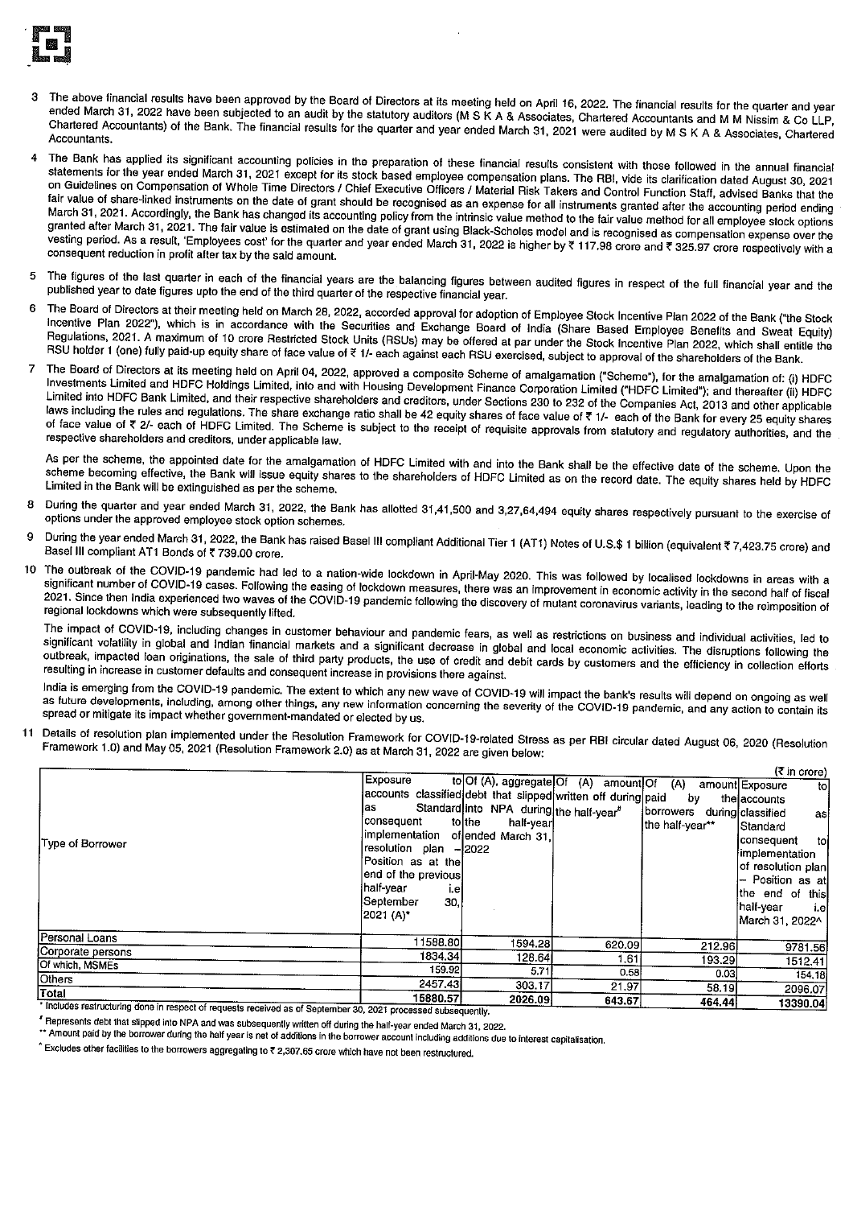3. The above financial results have been approved by the Board of Directors at its meeting held on April 16, 2022. The financial results for the quarter and year ended March 31, 2022 have been subjected to an audit by the statutory auditors (M S K A & Associates, Chartered Accountants and M M Nissim & Co LLP, Chartered Accountants) of the Bank. The financial results for the quarter and year ended March 31, 2021 were audited by M S K A & Associates, Chartered Accountants.

4. The Bank has applied its significant accounting policies in the preparation of these financial results consistent with those followed in the annual financial statements for the year ended March 31, 2021 except for its stock based employee compensation plans. The RBI, vide its clarification dated August 30, 2021 on Guidelines on Compensation of Whole Time Directors / Chief Executive Officers / Material Risk Takers and Control Function Staff, advised Banks that the fair value of share-linked instruments on the date of grant should be recognised as an expense for all instruments granted after the accounting period ending March 31, 2021. Accordingly, the Bank has changed its accounting policy from the intrinsic value method to the fair value method for all employee stock options granted after March 31, 2021. The fair value is estimated on the date of grant using Black-Scholes model and is recognised as compensation expense over the vesting period. As a result, 'Employees cost' for the quarter and year ended March 31, 2022 is higher by ₹ 117.98 crore and ₹ 325.97 crore respectively with a consequent reduction in profit after tax by the said amount.

5. The figures of the last quarter in each of the financial years are the balancing figures between audited figures in respect of the full financial year and the published year to date figures upto the end of the third quarter of the respective financial year.

6. The Board of Directors at their meeting held on March 28, 2022, accorded approval for adoption of Employee Stock Incentive Plan 2022 of the Bank ("the Stock Incentive Plan 2022"), which is in accordance with the Securities and Exchange Board of India (Share Based Employee Benefits and Sweat Equity) Regulations, 2021. A maximum of 10 crore Restricted Stock Units (RSUs) may be offered at par under the Stock Incentive Plan 2022, which shall entitle the RSU holder 1 (one) fully paid-up equity share of face value of ₹ 1/- each against each RSU exercised, subject to approval of the shareholders of the Bank.

7. The Board of Directors at its meeting held on April 04, 2022, approved a composite Scheme of amalgamation ("Scheme"), for the amalgamation of: (i) HDFC Investments Limited and HDFC Holdings Limited, into and with Housing Development Finance Corporation Limited ("HDFC Limited"); and thereafter (ii) HDFC Limited into HDFC Bank Limited, and their respective shareholders and creditors, under Sections 230 to 232 of the Companies Act, 2013 and other applicable laws including the rules and regulations. The share exchange ratio shall be 42 equity shares of face value of ₹ 1/- each of the Bank for every 25 equity shares of face value of ₹ 2/- each of HDFC Limited. The Scheme is subject to the receipt of requisite approvals from statutory and regulatory authorities, and the respective shareholders and creditors, under applicable law.

   As per the scheme, the appointed date for the amalgamation of HDFC Limited with and into the Bank shall be the effective date of the scheme. Upon the scheme becoming effective, the Bank will issue equity shares to the shareholders of HDFC Limited as on the record date. The equity shares held by HDFC Limited in the Bank will be extinguished as per the scheme.

8. During the quarter and year ended March 31, 2022, the Bank has allotted 31,41,500 and 3,27,64,494 equity shares respectively pursuant to the exercise of options under the approved employee stock option schemes.

9. During the year ended March 31, 2022, the Bank has raised Basel III compliant Additional Tier 1 (AT1) Notes of U.S.$ 1 billion (equivalent ₹ 7,423.75 crore) and Basel III compliant AT1 Bonds of ₹ 739.00 crore.

10. The outbreak of the COVID-19 pandemic had led to a nation-wide lockdown in April-May 2020. This was followed by localised lockdowns in areas with a significant number of COVID-19 cases. Following the easing of lockdown measures, there was an improvement in economic activity in the second half of fiscal 2021. Since then India experienced two waves of the COVID-19 pandemic following the discovery of mutant coronavirus variants, leading to the reimposition of regional lockdowns which were subsequently lifted.

    The impact of COVID-19, including changes in customer behaviour and pandemic fears, as well as restrictions on business and individual activities, led to significant volatility in global and Indian financial markets and a significant decrease in global and local economic activities. The disruptions following the outbreak, impacted loan originations, the sale of third party products, the use of credit and debit cards by customers and the efficiency in collection efforts resulting in increase in customer defaults and consequent increase in provisions there against.

    India is emerging from the COVID-19 pandemic. The extent to which any new wave of COVID-19 will impact the bank's results will depend on ongoing as well as future developments, including, among other things, any new information concerning the severity of the COVID-19 pandemic, and any action to contain its spread or mitigate its impact whether government-mandated or elected by us.

11. Details of resolution plan implemented under the Resolution Framework for COVID-19-related Stress as per RBI circular dated August 06, 2020 (Resolution Framework 1.0) and May 05, 2021 (Resolution Framework 2.0) as at March 31, 2022 are given below:

(₹ in crore)

| Type of Borrower | Exposure to accounts classified as Standard consequent to implementation of resolution plan – Position as at the end of the previous half-year i.e September 30, 2021 (A)* | Of (A), aggregate debt that slipped into NPA during the half-year ended March 31, 2022 | Of (A) amount written off during the half-year# | Of (A) amount paid by the borrowers during the half-year** | Exposure to accounts classified as Standard consequent to implementation of resolution plan – Position as at the end of this half-year i.e March 31, 2022^ |
|---|---|---|---|---|---|
| Personal Loans | 11588.80 | 1594.28 | 620.09 | 212.96 | 9781.56 |
| Corporate persons | 1834.34 | 128.64 | 1.61 | 193.29 | 1512.41 |
| Of which, MSMEs | 159.92 | 5.71 | 0.58 | 0.03 | 154.18 |
| Others | 2457.43 | 303.17 | 21.97 | 58.19 | 2096.07 |
| Total | 15880.57 | 2026.09 | 643.67 | 464.44 | 13390.04 |

\* Includes restructuring done in respect of requests received as of September 30, 2021 processed subsequently.

\# Represents debt that slipped into NPA and was subsequently written off during the half-year ended March 31, 2022.

\*\* Amount paid by the borrower during the half year is net of additions in the borrower account including additions due to interest capitalisation.

^ Excludes other facilities to the borrowers aggregating to ₹ 2,307.65 crore which have not been restructured.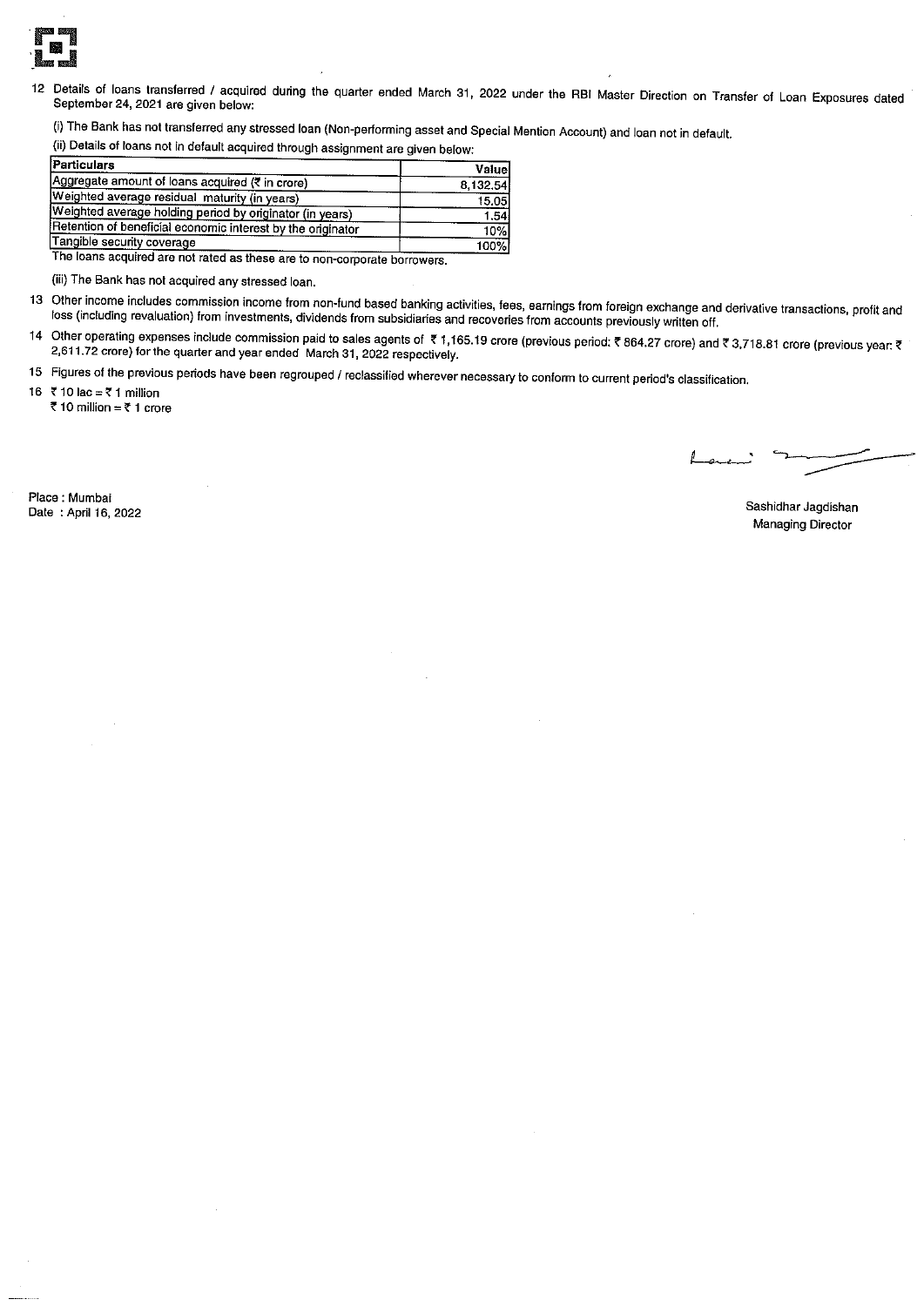12 Details of loans transferred / acquired during the quarter ended March 31, 2022 under the RBI Master Direction on Transfer of Loan Exposures dated September 24, 2021 are given below:

(i) The Bank has not transferred any stressed loan (Non-performing asset and Special Mention Account) and loan not in default.

(ii) Details of loans not in default acquired through assignment are given below:

| Particulars | Value |
|---|---|
| Aggregate amount of loans acquired (₹ in crore) | 8,132.54 |
| Weighted average residual maturity (in years) | 15.05 |
| Weighted average holding period by originator (in years) | 1.54 |
| Retention of beneficial economic interest by the originator | 10% |
| Tangible security coverage | 100% |

The loans acquired are not rated as these are to non-corporate borrowers.

(iii) The Bank has not acquired any stressed loan.

13 Other income includes commission income from non-fund based banking activities, fees, earnings from foreign exchange and derivative transactions, profit and loss (including revaluation) from investments, dividends from subsidiaries and recoveries from accounts previously written off.

14 Other operating expenses include commission paid to sales agents of ₹ 1,165.19 crore (previous period: ₹ 864.27 crore) and ₹ 3,718.81 crore (previous year: ₹ 2,611.72 crore) for the quarter and year ended March 31, 2022 respectively.

15 Figures of the previous periods have been regrouped / reclassified wherever necessary to conform to current period's classification.

16 ₹ 10 lac = ₹ 1 million
₹ 10 million = ₹ 1 crore

Place : Mumbai
Date : April 16, 2022

Sashidhar Jagdishan
Managing Director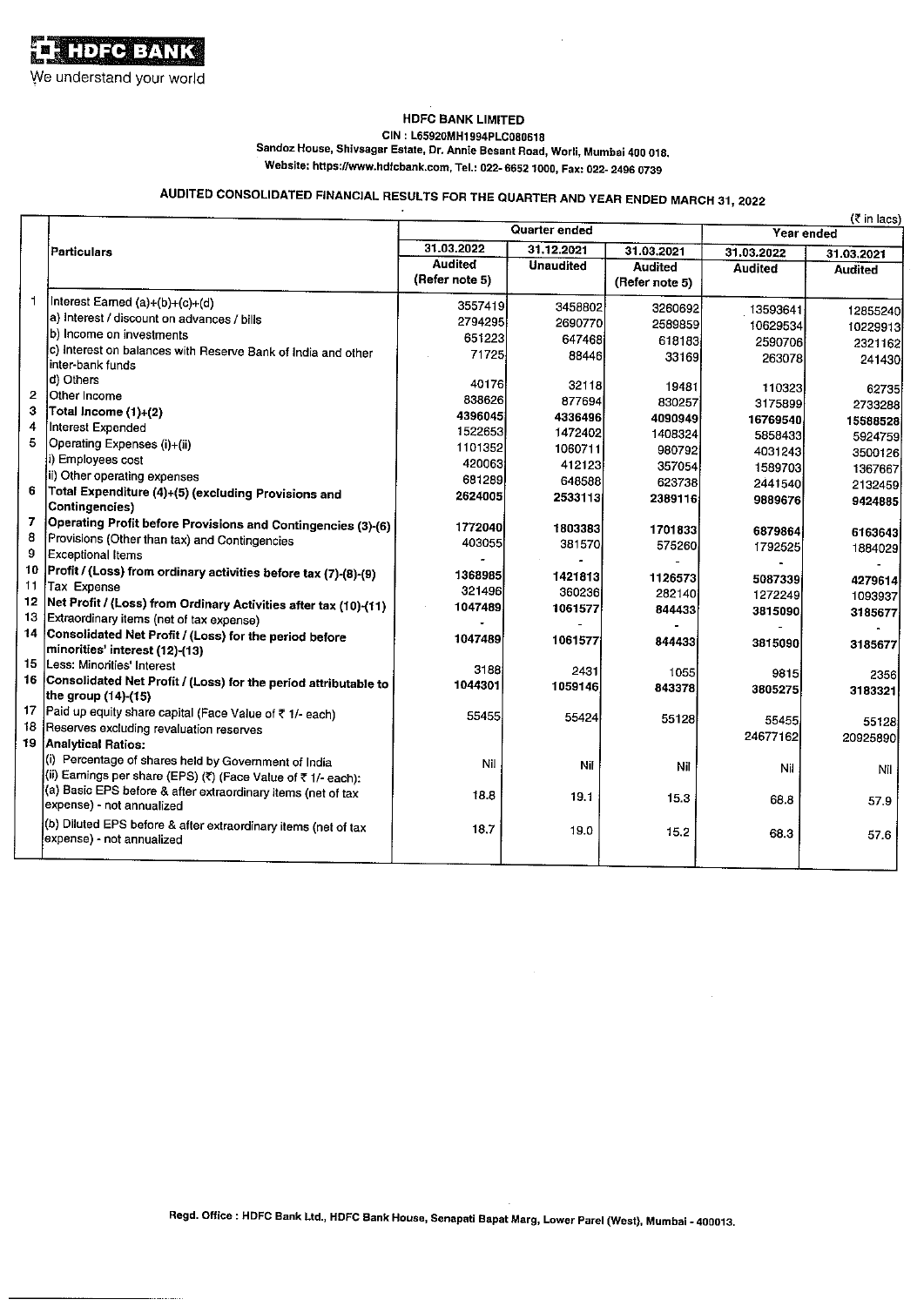HDFC BANK

We understand your world

**HDFC BANK LIMITED**

**CIN : L65920MH1994PLC080618**

**Sandoz House, Shivsagar Estate, Dr. Annie Besant Road, Worli, Mumbai 400 018.**

**Website: https://www.hdfcbank.com, Tel.: 022- 6652 1000, Fax: 022- 2496 0739**

## AUDITED CONSOLIDATED FINANCIAL RESULTS FOR THE QUARTER AND YEAR ENDED MARCH 31, 2022

(₹ in lacs)

| | Particulars | Quarter ended | | | Year ended | |
|---|---|---|---|---|---|---|
| | | 31.03.2022 | 31.12.2021 | 31.03.2021 | 31.03.2022 | 31.03.2021 |
| | | Audited (Refer note 5) | Unaudited | Audited (Refer note 5) | Audited | Audited |
| 1 | Interest Earned (a)+(b)+(c)+(d) | 3557419 | 3458802 | 3260692 | 13593641 | 12855240 |
| | a) Interest / discount on advances / bills | 2794295 | 2690770 | 2589859 | 10629534 | 10229913 |
| | b) Income on investments | 651223 | 647468 | 618183 | 2590706 | 2321162 |
| | c) Interest on balances with Reserve Bank of India and other inter-bank funds | 71725 | 88446 | 33169 | 263078 | 241430 |
| | d) Others | 40176 | 32118 | 19481 | 110323 | 62735 |
| 2 | Other Income | 838626 | 877694 | 830257 | 3175899 | 2733288 |
| 3 | **Total Income (1)+(2)** | **4396045** | **4336496** | **4090949** | **16769540** | **15588528** |
| 4 | Interest Expended | 1522653 | 1472402 | 1408324 | 5858433 | 5924759 |
| 5 | Operating Expenses (i)+(ii) | 1101352 | 1060711 | 980792 | 4031243 | 3500126 |
| | i) Employees cost | 420063 | 412123 | 357054 | 1589703 | 1367667 |
| | ii) Other operating expenses | 681289 | 648588 | 623738 | 2441540 | 2132459 |
| 6 | **Total Expenditure (4)+(5) (excluding Provisions and Contingencies)** | **2624005** | **2533113** | **2389116** | **9889676** | **9424885** |
| 7 | **Operating Profit before Provisions and Contingencies (3)-(6)** | **1772040** | **1803383** | **1701833** | **6879864** | **6163643** |
| 8 | Provisions (Other than tax) and Contingencies | 403055 | 381570 | 575260 | 1792525 | 1884029 |
| 9 | Exceptional Items | - | - | - | - | - |
| 10 | **Profit / (Loss) from ordinary activities before tax (7)-(8)-(9)** | **1368985** | **1421813** | **1126573** | **5087339** | **4279614** |
| 11 | Tax Expense | 321496 | 360236 | 282140 | 1272249 | 1093937 |
| 12 | **Net Profit / (Loss) from Ordinary Activities after tax (10)-(11)** | **1047489** | **1061577** | **844433** | **3815090** | **3185677** |
| 13 | Extraordinary items (net of tax expense) | - | - | - | - | - |
| 14 | **Consolidated Net Profit / (Loss) for the period before minorities' interest (12)-(13)** | **1047489** | **1061577** | **844433** | **3815090** | **3185677** |
| 15 | Less: Minorities' Interest | 3188 | 2431 | 1055 | 9815 | 2356 |
| 16 | **Consolidated Net Profit / (Loss) for the period attributable to the group (14)-(15)** | **1044301** | **1059146** | **843378** | **3805275** | **3183321** |
| 17 | Paid up equity share capital (Face Value of ₹ 1/- each) | 55455 | 55424 | 55128 | 55455 | 55128 |
| 18 | Reserves excluding revaluation reserves | | | | 24677162 | 20925890 |
| 19 | **Analytical Ratios:** | | | | | |
| | (i) Percentage of shares held by Government of India | Nil | Nil | Nil | Nil | Nil |
| | (ii) Earnings per share (EPS) (₹) (Face Value of ₹ 1/- each): | | | | | |
| | (a) Basic EPS before & after extraordinary items (net of tax expense) - not annualized | 18.8 | 19.1 | 15.3 | 68.8 | 57.9 |
| | (b) Diluted EPS before & after extraordinary items (net of tax expense) - not annualized | 18.7 | 19.0 | 15.2 | 68.3 | 57.6 |

**Regd. Office : HDFC Bank Ltd., HDFC Bank House, Senapati Bapat Marg, Lower Parel (West), Mumbai - 400013.**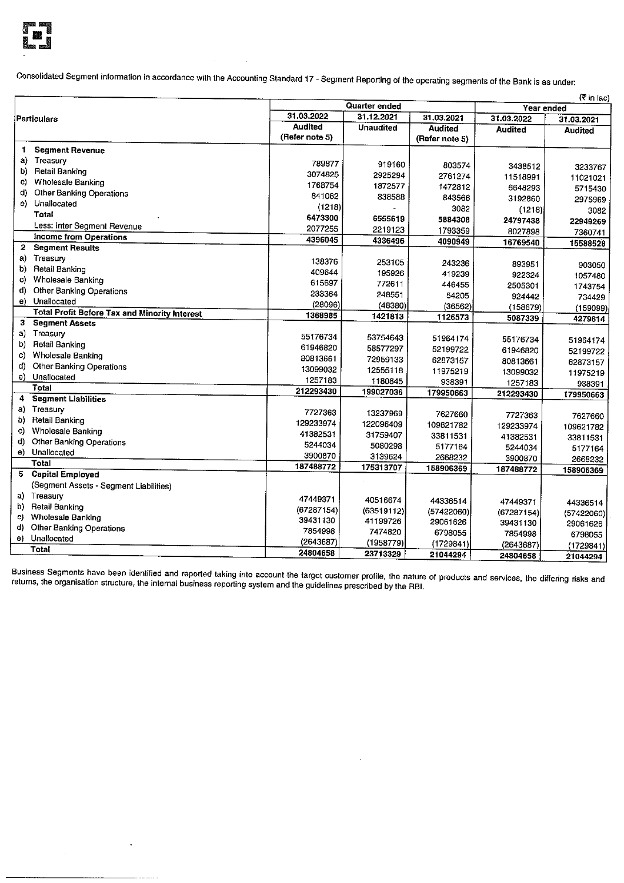Consolidated Segment information in accordance with the Accounting Standard 17 - Segment Reporting of the operating segments of the Bank is as under:

(₹ in lac)

| Particulars | Quarter ended | | | Year ended | |
|---|---|---|---|---|---|
| | 31.03.2022 | 31.12.2021 | 31.03.2021 | 31.03.2022 | 31.03.2021 |
| | Audited (Refer note 5) | Unaudited | Audited (Refer note 5) | Audited | Audited |
| **1 Segment Revenue** | | | | | |
| a) Treasury | 789877 | 919160 | 803574 | 3438512 | 3233767 |
| b) Retail Banking | 3074825 | 2925294 | 2761274 | 11518991 | 11021021 |
| c) Wholesale Banking | 1768754 | 1872577 | 1472812 | 6648293 | 5715430 |
| d) Other Banking Operations | 841062 | 838588 | 843566 | 3192860 | 2975969 |
| e) Unallocated | (1218) | - | 3082 | (1218) | 3082 |
| Total | 6473300 | 6555619 | 5884308 | 24797438 | 22949269 |
| Less: Inter Segment Revenue | 2077255 | 2219123 | 1793359 | 8027898 | 7360741 |
| **Income from Operations** | 4396045 | 4336496 | 4090949 | 16769540 | 15588528 |
| **2 Segment Results** | | | | | |
| a) Treasury | 138376 | 253105 | 243236 | 893951 | 903050 |
| b) Retail Banking | 409644 | 195926 | 419239 | 922324 | 1057480 |
| c) Wholesale Banking | 615697 | 772611 | 446455 | 2505301 | 1743754 |
| d) Other Banking Operations | 233364 | 248551 | 54205 | 924442 | 734429 |
| e) Unallocated | (28096) | (48380) | (36562) | (158679) | (159099) |
| **Total Profit Before Tax and Minority Interest** | 1368985 | 1421813 | 1126573 | 5087339 | 4279614 |
| **3 Segment Assets** | | | | | |
| a) Treasury | 55176734 | 53754643 | 51964174 | 55176734 | 51964174 |
| b) Retail Banking | 61946820 | 58577297 | 52199722 | 61946820 | 52199722 |
| c) Wholesale Banking | 80813661 | 72959133 | 62873157 | 80813661 | 62873157 |
| d) Other Banking Operations | 13099032 | 12555118 | 11975219 | 13099032 | 11975219 |
| e) Unallocated | 1257183 | 1180845 | 938391 | 1257183 | 938391 |
| Total | 212293430 | 199027036 | 179950663 | 212293430 | 179950663 |
| **4 Segment Liabilities** | | | | | |
| a) Treasury | 7727363 | 13237969 | 7627660 | 7727363 | 7627660 |
| b) Retail Banking | 129233974 | 122096409 | 109621782 | 129233974 | 109621782 |
| c) Wholesale Banking | 41382531 | 31759407 | 33811531 | 41382531 | 33811531 |
| d) Other Banking Operations | 5244034 | 5080298 | 5177164 | 5244034 | 5177164 |
| e) Unallocated | 3900870 | 3139624 | 2668232 | 3900870 | 2668232 |
| Total | 187488772 | 175313707 | 158906369 | 187488772 | 158906369 |
| **5 Capital Employed** | | | | | |
| (Segment Assets - Segment Liabilities) | | | | | |
| a) Treasury | 47449371 | 40516674 | 44336514 | 47449371 | 44336514 |
| b) Retail Banking | (67287154) | (63519112) | (57422060) | (67287154) | (57422060) |
| c) Wholesale Banking | 39431130 | 41199726 | 29061626 | 39431130 | 29061626 |
| d) Other Banking Operations | 7854998 | 7474820 | 6798055 | 7854998 | 6798055 |
| e) Unallocated | (2643687) | (1958779) | (1729841) | (2643687) | (1729841) |
| Total | 24804658 | 23713329 | 21044294 | 24804658 | 21044294 |

Business Segments have been identified and reported taking into account the target customer profile, the nature of products and services, the differing risks and returns, the organisation structure, the internal business reporting system and the guidelines prescribed by the RBI.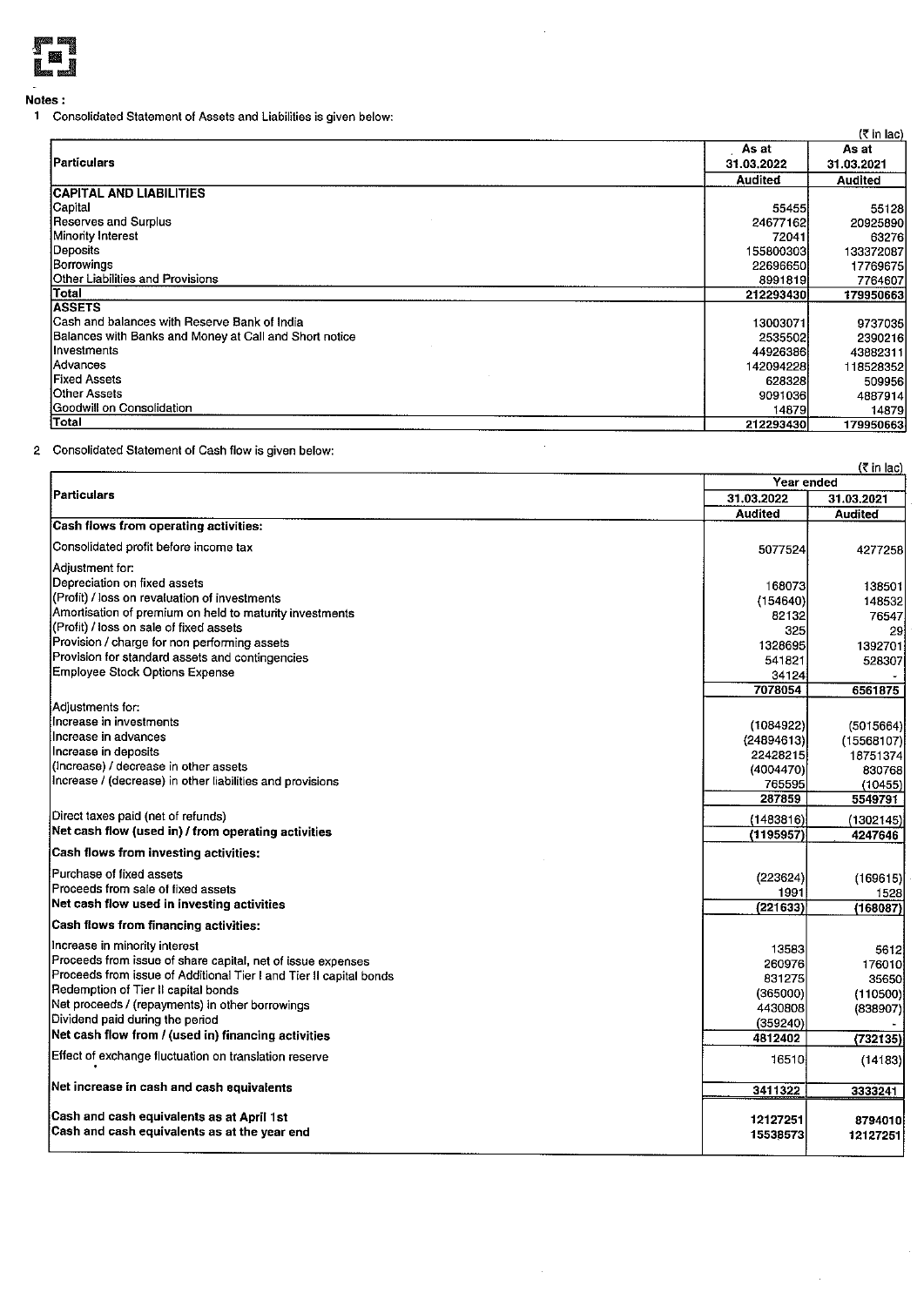**Notes :**

1 Consolidated Statement of Assets and Liabilities is given below:

(₹ in lac)

| Particulars | As at 31.03.2022 | As at 31.03.2021 |
|---|---|---|
| | Audited | Audited |
| **CAPITAL AND LIABILITIES** | | |
| Capital | 55455 | 55128 |
| Reserves and Surplus | 24677162 | 20925890 |
| Minority Interest | 72041 | 63276 |
| Deposits | 155800303 | 133372087 |
| Borrowings | 22696650 | 17769675 |
| Other Liabilities and Provisions | 8991819 | 7764607 |
| **Total** | 212293430 | 179950663 |
| **ASSETS** | | |
| Cash and balances with Reserve Bank of India | 13003071 | 9737035 |
| Balances with Banks and Money at Call and Short notice | 2535502 | 2390216 |
| Investments | 44926386 | 43882311 |
| Advances | 142094228 | 118528352 |
| Fixed Assets | 628328 | 509956 |
| Other Assets | 9091036 | 4887914 |
| Goodwill on Consolidation | 14879 | 14879 |
| **Total** | 212293430 | 179950663 |

2 Consolidated Statement of Cash flow is given below:

(₹ in lac)

| Particulars | Year ended 31.03.2022 | Year ended 31.03.2021 |
|---|---|---|
| | Audited | Audited |
| **Cash flows from operating activities:** | | |
| Consolidated profit before income tax | 5077524 | 4277258 |
| Adjustment for: | | |
| Depreciation on fixed assets | 168073 | 138501 |
| (Profit) / loss on revaluation of investments | (154640) | 148532 |
| Amortisation of premium on held to maturity investments | 82132 | 76547 |
| (Profit) / loss on sale of fixed assets | 325 | 29 |
| Provision / charge for non performing assets | 1328695 | 1392701 |
| Provision for standard assets and contingencies | 541821 | 528307 |
| Employee Stock Options Expense | 34124 | - |
| | 7078054 | 6561875 |
| Adjustments for: | | |
| Increase in investments | (1084922) | (5015664) |
| Increase in advances | (24894613) | (15568107) |
| Increase in deposits | 22428215 | 18751374 |
| (Increase) / decrease in other assets | (4004470) | 830768 |
| Increase / (decrease) in other liabilities and provisions | 765595 | (10455) |
| | 287859 | 5549791 |
| Direct taxes paid (net of refunds) | (1483816) | (1302145) |
| **Net cash flow (used in) / from operating activities** | (1195957) | 4247646 |
| **Cash flows from investing activities:** | | |
| Purchase of fixed assets | (223624) | (169615) |
| Proceeds from sale of fixed assets | 1991 | 1528 |
| **Net cash flow used in investing activities** | (221633) | (168087) |
| **Cash flows from financing activities:** | | |
| Increase in minority interest | 13583 | 5612 |
| Proceeds from issue of share capital, net of issue expenses | 260976 | 176010 |
| Proceeds from issue of Additional Tier I and Tier II capital bonds | 831275 | 35650 |
| Redemption of Tier II capital bonds | (365000) | (110500) |
| Net proceeds / (repayments) in other borrowings | 4430808 | (838907) |
| Dividend paid during the period | (359240) | - |
| **Net cash flow from / (used in) financing activities** | 4812402 | (732135) |
| Effect of exchange fluctuation on translation reserve | 16510 | (14183) |
| **Net increase in cash and cash equivalents** | 3411322 | 3333241 |
| **Cash and cash equivalents as at April 1st** | 12127251 | 8794010 |
| **Cash and cash equivalents as at the year end** | 15538573 | 12127251 |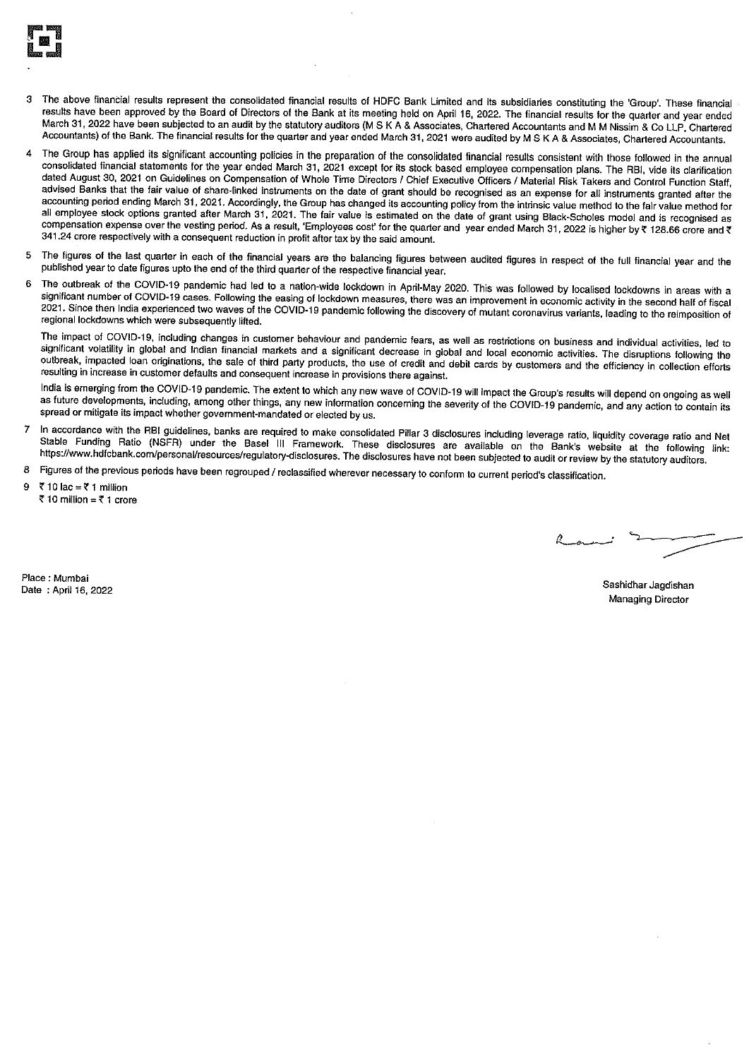3 The above financial results represent the consolidated financial results of HDFC Bank Limited and its subsidiaries constituting the 'Group'. These financial results have been approved by the Board of Directors of the Bank at its meeting held on April 16, 2022. The financial results for the quarter and year ended March 31, 2022 have been subjected to an audit by the statutory auditors (M S K A & Associates, Chartered Accountants and M M Nissim & Co LLP, Chartered Accountants) of the Bank. The financial results for the quarter and year ended March 31, 2021 were audited by M S K A & Associates, Chartered Accountants.

4 The Group has applied its significant accounting policies in the preparation of the consolidated financial results consistent with those followed in the annual consolidated financial statements for the year ended March 31, 2021 except for its stock based employee compensation plans. The RBI, vide its clarification dated August 30, 2021 on Guidelines on Compensation of Whole Time Directors / Chief Executive Officers / Material Risk Takers and Control Function Staff, advised Banks that the fair value of share-linked instruments on the date of grant should be recognised as an expense for all instruments granted after the accounting period ending March 31, 2021. Accordingly, the Group has changed its accounting policy from the intrinsic value method to the fair value method for all employee stock options granted after March 31, 2021. The fair value is estimated on the date of grant using Black-Scholes model and is recognised as compensation expense over the vesting period. As a result, 'Employees cost' for the quarter and year ended March 31, 2022 is higher by ₹ 128.66 crore and ₹ 341.24 crore respectively with a consequent reduction in profit after tax by the said amount.

5 The figures of the last quarter in each of the financial years are the balancing figures between audited figures in respect of the full financial year and the published year to date figures upto the end of the third quarter of the respective financial year.

6 The outbreak of the COVID-19 pandemic had led to a nation-wide lockdown in April-May 2020. This was followed by localised lockdowns in areas with a significant number of COVID-19 cases. Following the easing of lockdown measures, there was an improvement in economic activity in the second half of fiscal 2021. Since then India experienced two waves of the COVID-19 pandemic following the discovery of mutant coronavirus variants, leading to the reimposition of regional lockdowns which were subsequently lifted.

The impact of COVID-19, including changes in customer behaviour and pandemic fears, as well as restrictions on business and individual activities, led to significant volatility in global and Indian financial markets and a significant decrease in global and local economic activities. The disruptions following the outbreak, impacted loan originations, the sale of third party products, the use of credit and debit cards by customers and the efficiency in collection efforts resulting in increase in customer defaults and consequent increase in provisions there against.

India is emerging from the COVID-19 pandemic. The extent to which any new wave of COVID-19 will impact the Group's results will depend on ongoing as well as future developments, including, among other things, any new information concerning the severity of the COVID-19 pandemic, and any action to contain its spread or mitigate its impact whether government-mandated or elected by us.

7 In accordance with the RBI guidelines, banks are required to make consolidated Pillar 3 disclosures including leverage ratio, liquidity coverage ratio and Net Stable Funding Ratio (NSFR) under the Basel III Framework. These disclosures are available on the Bank's website at the following link: https://www.hdfcbank.com/personal/resources/regulatory-disclosures. The disclosures have not been subjected to audit or review by the statutory auditors.

8 Figures of the previous periods have been regrouped / reclassified wherever necessary to conform to current period's classification.

9 ₹ 10 lac = ₹ 1 million
₹ 10 million = ₹ 1 crore

Place : Mumbai
Date : April 16, 2022

Sashidhar Jagdishan
Managing Director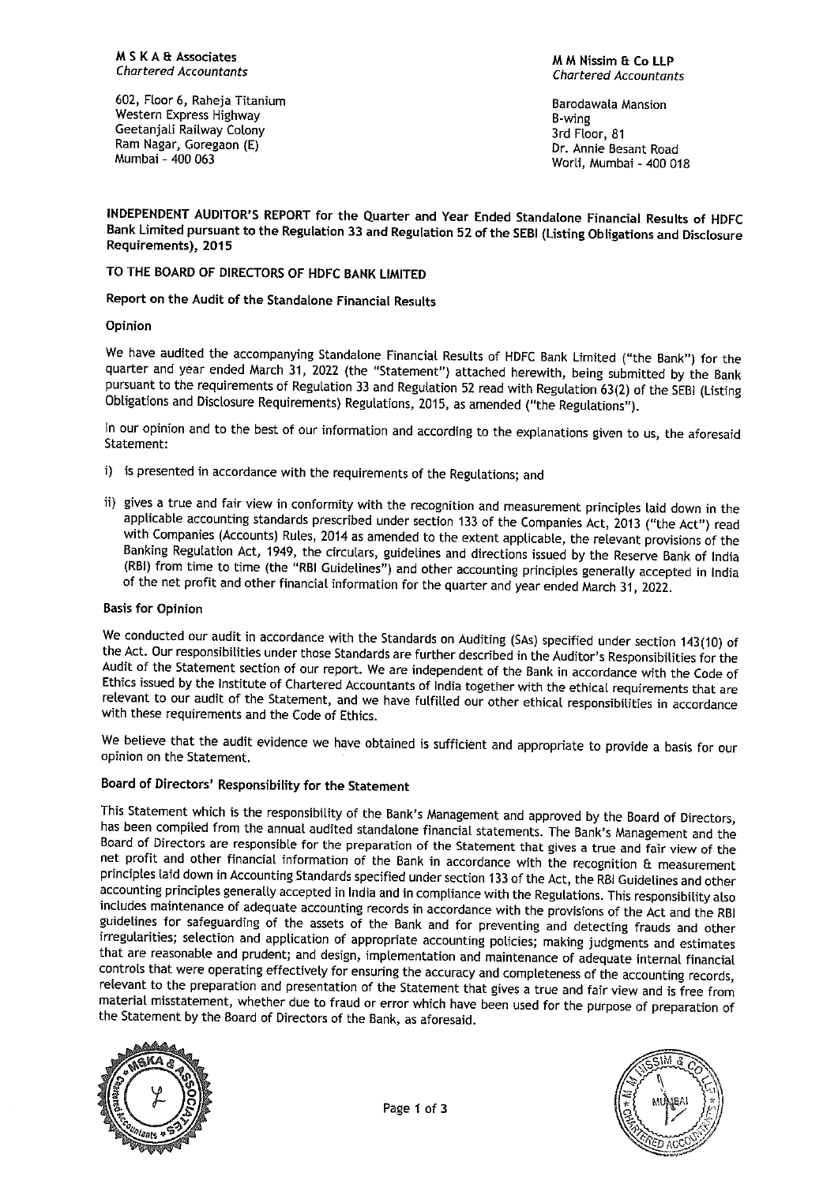**M S K A & Associates**
*Chartered Accountants*

602, Floor 6, Raheja Titanium
Western Express Highway
Geetanjali Railway Colony
Ram Nagar, Goregaon (E)
Mumbai - 400 063

**M M Nissim & Co LLP**
*Chartered Accountants*

Barodawala Mansion
B-wing
3rd Floor, 81
Dr. Annie Besant Road
Worli, Mumbai - 400 018

## INDEPENDENT AUDITOR'S REPORT for the Quarter and Year Ended Standalone Financial Results of HDFC Bank Limited pursuant to the Regulation 33 and Regulation 52 of the SEBI (Listing Obligations and Disclosure Requirements), 2015

**TO THE BOARD OF DIRECTORS OF HDFC BANK LIMITED**

### Report on the Audit of the Standalone Financial Results

#### Opinion

We have audited the accompanying Standalone Financial Results of HDFC Bank Limited ("the Bank") for the quarter and year ended March 31, 2022 (the "Statement") attached herewith, being submitted by the Bank pursuant to the requirements of Regulation 33 and Regulation 52 read with Regulation 63(2) of the SEBI (Listing Obligations and Disclosure Requirements) Regulations, 2015, as amended ("the Regulations").

In our opinion and to the best of our information and according to the explanations given to us, the aforesaid Statement:

i) is presented in accordance with the requirements of the Regulations; and

ii) gives a true and fair view in conformity with the recognition and measurement principles laid down in the applicable accounting standards prescribed under section 133 of the Companies Act, 2013 ("the Act") read with Companies (Accounts) Rules, 2014 as amended to the extent applicable, the relevant provisions of the Banking Regulation Act, 1949, the circulars, guidelines and directions issued by the Reserve Bank of India (RBI) from time to time (the "RBI Guidelines") and other accounting principles generally accepted in India of the net profit and other financial information for the quarter and year ended March 31, 2022.

#### Basis for Opinion

We conducted our audit in accordance with the Standards on Auditing (SAs) specified under section 143(10) of the Act. Our responsibilities under those Standards are further described in the Auditor's Responsibilities for the Audit of the Statement section of our report. We are independent of the Bank in accordance with the Code of Ethics issued by the Institute of Chartered Accountants of India together with the ethical requirements that are relevant to our audit of the Statement, and we have fulfilled our other ethical responsibilities in accordance with these requirements and the Code of Ethics.

We believe that the audit evidence we have obtained is sufficient and appropriate to provide a basis for our opinion on the Statement.

#### Board of Directors' Responsibility for the Statement

This Statement which is the responsibility of the Bank's Management and approved by the Board of Directors, has been compiled from the annual audited standalone financial statements. The Bank's Management and the Board of Directors are responsible for the preparation of the Statement that gives a true and fair view of the net profit and other financial information of the Bank in accordance with the recognition & measurement principles laid down in Accounting Standards specified under section 133 of the Act, the RBI Guidelines and other accounting principles generally accepted in India and in compliance with the Regulations. This responsibility also includes maintenance of adequate accounting records in accordance with the provisions of the Act and the RBI guidelines for safeguarding of the assets of the Bank and for preventing and detecting frauds and other irregularities; selection and application of appropriate accounting policies; making judgments and estimates that are reasonable and prudent; and design, implementation and maintenance of adequate internal financial controls that were operating effectively for ensuring the accuracy and completeness of the accounting records, relevant to the preparation and presentation of the Statement that gives a true and fair view and is free from material misstatement, whether due to fraud or error which have been used for the purpose of preparation of the Statement by the Board of Directors of the Bank, as aforesaid.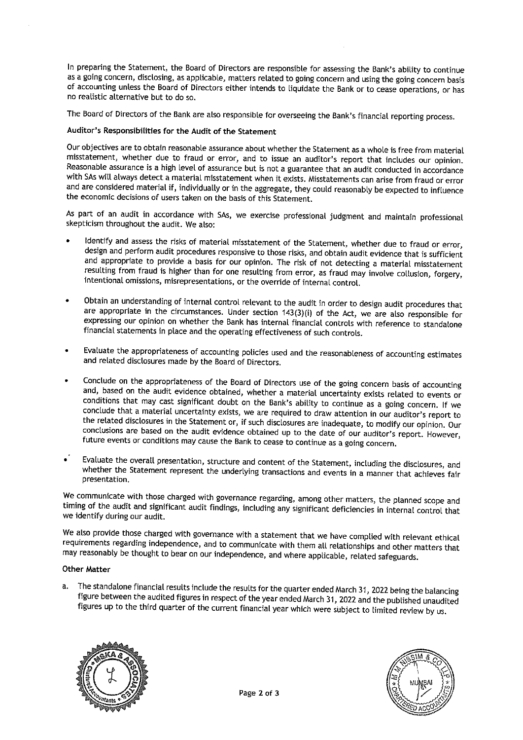In preparing the Statement, the Board of Directors are responsible for assessing the Bank's ability to continue as a going concern, disclosing, as applicable, matters related to going concern and using the going concern basis of accounting unless the Board of Directors either intends to liquidate the Bank or to cease operations, or has no realistic alternative but to do so.

The Board of Directors of the Bank are also responsible for overseeing the Bank's financial reporting process.

### Auditor's Responsibilities for the Audit of the Statement

Our objectives are to obtain reasonable assurance about whether the Statement as a whole is free from material misstatement, whether due to fraud or error, and to issue an auditor's report that includes our opinion. Reasonable assurance is a high level of assurance but is not a guarantee that an audit conducted in accordance with SAs will always detect a material misstatement when it exists. Misstatements can arise from fraud or error and are considered material if, individually or in the aggregate, they could reasonably be expected to influence the economic decisions of users taken on the basis of this Statement.

As part of an audit in accordance with SAs, we exercise professional judgment and maintain professional skepticism throughout the audit. We also:

- Identify and assess the risks of material misstatement of the Statement, whether due to fraud or error, design and perform audit procedures responsive to those risks, and obtain audit evidence that is sufficient and appropriate to provide a basis for our opinion. The risk of not detecting a material misstatement resulting from fraud is higher than for one resulting from error, as fraud may involve collusion, forgery, intentional omissions, misrepresentations, or the override of internal control.

- Obtain an understanding of internal control relevant to the audit in order to design audit procedures that are appropriate in the circumstances. Under section 143(3)(i) of the Act, we are also responsible for expressing our opinion on whether the Bank has internal financial controls with reference to standalone financial statements in place and the operating effectiveness of such controls.

- Evaluate the appropriateness of accounting policies used and the reasonableness of accounting estimates and related disclosures made by the Board of Directors.

- Conclude on the appropriateness of the Board of Directors use of the going concern basis of accounting and, based on the audit evidence obtained, whether a material uncertainty exists related to events or conditions that may cast significant doubt on the Bank's ability to continue as a going concern. If we conclude that a material uncertainty exists, we are required to draw attention in our auditor's report to the related disclosures in the Statement or, if such disclosures are inadequate, to modify our opinion. Our conclusions are based on the audit evidence obtained up to the date of our auditor's report. However, future events or conditions may cause the Bank to cease to continue as a going concern.

- Evaluate the overall presentation, structure and content of the Statement, including the disclosures, and whether the Statement represent the underlying transactions and events in a manner that achieves fair presentation.

We communicate with those charged with governance regarding, among other matters, the planned scope and timing of the audit and significant audit findings, including any significant deficiencies in internal control that we identify during our audit.

We also provide those charged with governance with a statement that we have complied with relevant ethical requirements regarding independence, and to communicate with them all relationships and other matters that may reasonably be thought to bear on our independence, and where applicable, related safeguards.

### Other Matter

a. The standalone financial results include the results for the quarter ended March 31, 2022 being the balancing figure between the audited figures in respect of the year ended March 31, 2022 and the published unaudited figures up to the third quarter of the current financial year which were subject to limited review by us.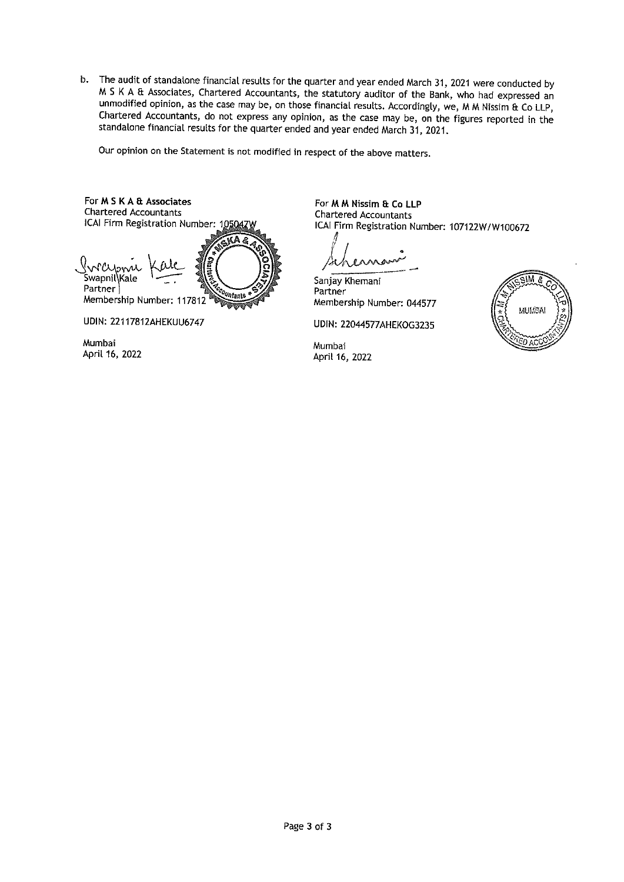b. The audit of standalone financial results for the quarter and year ended March 31, 2021 were conducted by M S K A & Associates, Chartered Accountants, the statutory auditor of the Bank, who had expressed an unmodified opinion, as the case may be, on those financial results. Accordingly, we, M M Nissim & Co LLP, Chartered Accountants, do not express any opinion, as the case may be, on the figures reported in the standalone financial results for the quarter ended and year ended March 31, 2021.

Our opinion on the Statement is not modified in respect of the above matters.

For **M S K A & Associates**
Chartered Accountants
ICAI Firm Registration Number: 105047W

Swapnil Kale
Partner
Membership Number: 117812

UDIN: 22117812AHEKUU6747

Mumbai
April 16, 2022

For **M M Nissim & Co LLP**
Chartered Accountants
ICAI Firm Registration Number: 107122W/W100672

Sanjay Khemani
Partner
Membership Number: 044577

UDIN: 22044577AHEKOG3235

Mumbai
April 16, 2022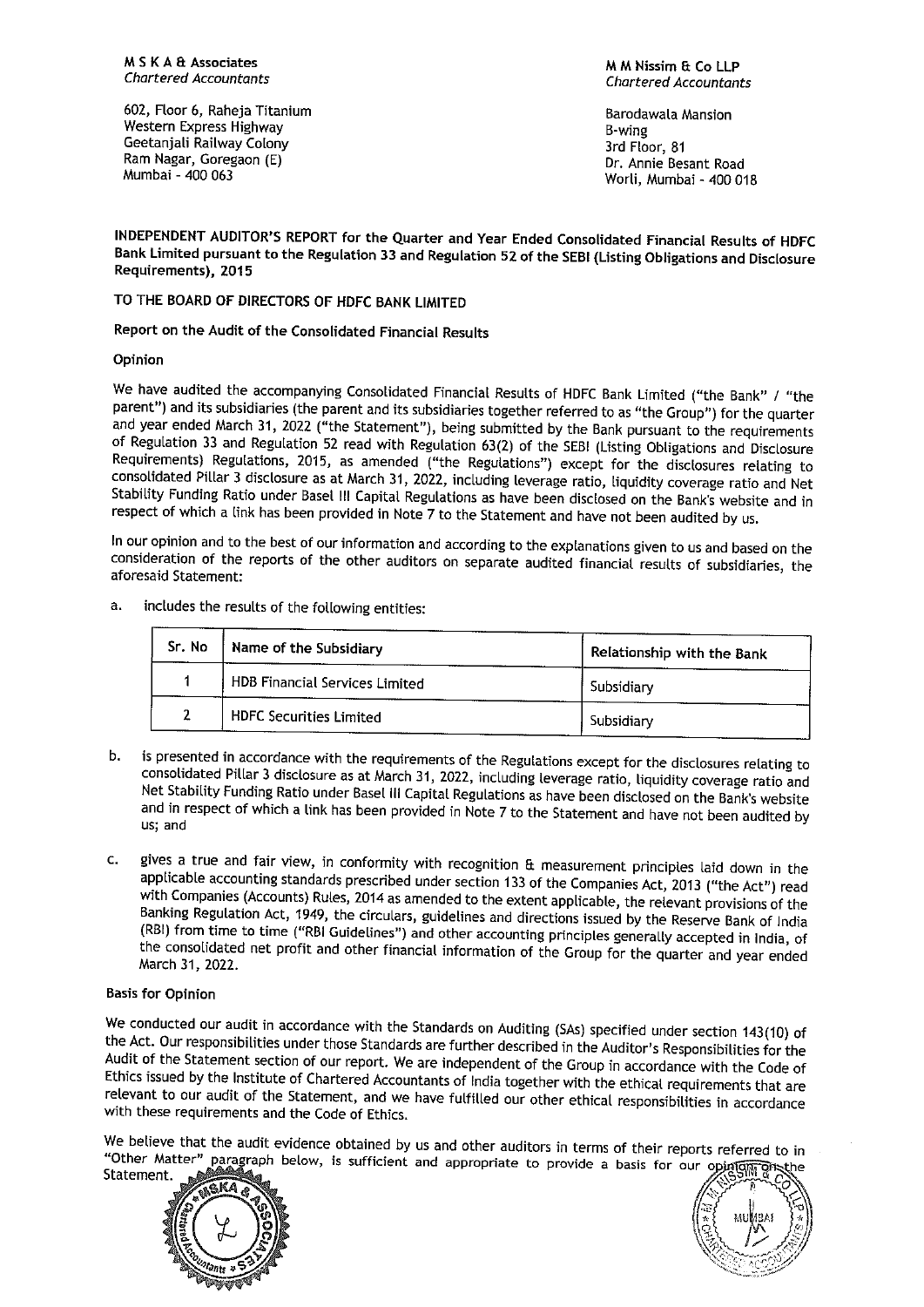**M S K A & Associates**
*Chartered Accountants*

602, Floor 6, Raheja Titanium
Western Express Highway
Geetanjali Railway Colony
Ram Nagar, Goregaon (E)
Mumbai - 400 063

**M M Nissim & Co LLP**
*Chartered Accountants*

Barodawala Mansion
B-wing
3rd Floor, 81
Dr. Annie Besant Road
Worli, Mumbai - 400 018

**INDEPENDENT AUDITOR'S REPORT for the Quarter and Year Ended Consolidated Financial Results of HDFC Bank Limited pursuant to the Regulation 33 and Regulation 52 of the SEBI (Listing Obligations and Disclosure Requirements), 2015**

**TO THE BOARD OF DIRECTORS OF HDFC BANK LIMITED**

**Report on the Audit of the Consolidated Financial Results**

**Opinion**

We have audited the accompanying Consolidated Financial Results of HDFC Bank Limited ("the Bank" / "the parent") and its subsidiaries (the parent and its subsidiaries together referred to as "the Group") for the quarter and year ended March 31, 2022 ("the Statement"), being submitted by the Bank pursuant to the requirements of Regulation 33 and Regulation 52 read with Regulation 63(2) of the SEBI (Listing Obligations and Disclosure Requirements) Regulations, 2015, as amended ("the Regulations") except for the disclosures relating to consolidated Pillar 3 disclosure as at March 31, 2022, including leverage ratio, liquidity coverage ratio and Net Stability Funding Ratio under Basel III Capital Regulations as have been disclosed on the Bank's website and in respect of which a link has been provided in Note 7 to the Statement and have not been audited by us.

In our opinion and to the best of our information and according to the explanations given to us and based on the consideration of the reports of the other auditors on separate audited financial results of subsidiaries, the aforesaid Statement:

a. includes the results of the following entities:

| Sr. No | Name of the Subsidiary | Relationship with the Bank |
|---|---|---|
| 1 | HDB Financial Services Limited | Subsidiary |
| 2 | HDFC Securities Limited | Subsidiary |

b. is presented in accordance with the requirements of the Regulations except for the disclosures relating to consolidated Pillar 3 disclosure as at March 31, 2022, including leverage ratio, liquidity coverage ratio and Net Stability Funding Ratio under Basel III Capital Regulations as have been disclosed on the Bank's website and in respect of which a link has been provided in Note 7 to the Statement and have not been audited by us; and

c. gives a true and fair view, in conformity with recognition & measurement principles laid down in the applicable accounting standards prescribed under section 133 of the Companies Act, 2013 ("the Act") read with Companies (Accounts) Rules, 2014 as amended to the extent applicable, the relevant provisions of the Banking Regulation Act, 1949, the circulars, guidelines and directions issued by the Reserve Bank of India (RBI) from time to time ("RBI Guidelines") and other accounting principles generally accepted in India, of the consolidated net profit and other financial information of the Group for the quarter and year ended March 31, 2022.

**Basis for Opinion**

We conducted our audit in accordance with the Standards on Auditing (SAs) specified under section 143(10) of the Act. Our responsibilities under those Standards are further described in the Auditor's Responsibilities for the Audit of the Statement section of our report. We are independent of the Group in accordance with the Code of Ethics issued by the Institute of Chartered Accountants of India together with the ethical requirements that are relevant to our audit of the Statement, and we have fulfilled our other ethical responsibilities in accordance with these requirements and the Code of Ethics.

We believe that the audit evidence obtained by us and other auditors in terms of their reports referred to in "Other Matter" paragraph below, is sufficient and appropriate to provide a basis for our opinion on the Statement.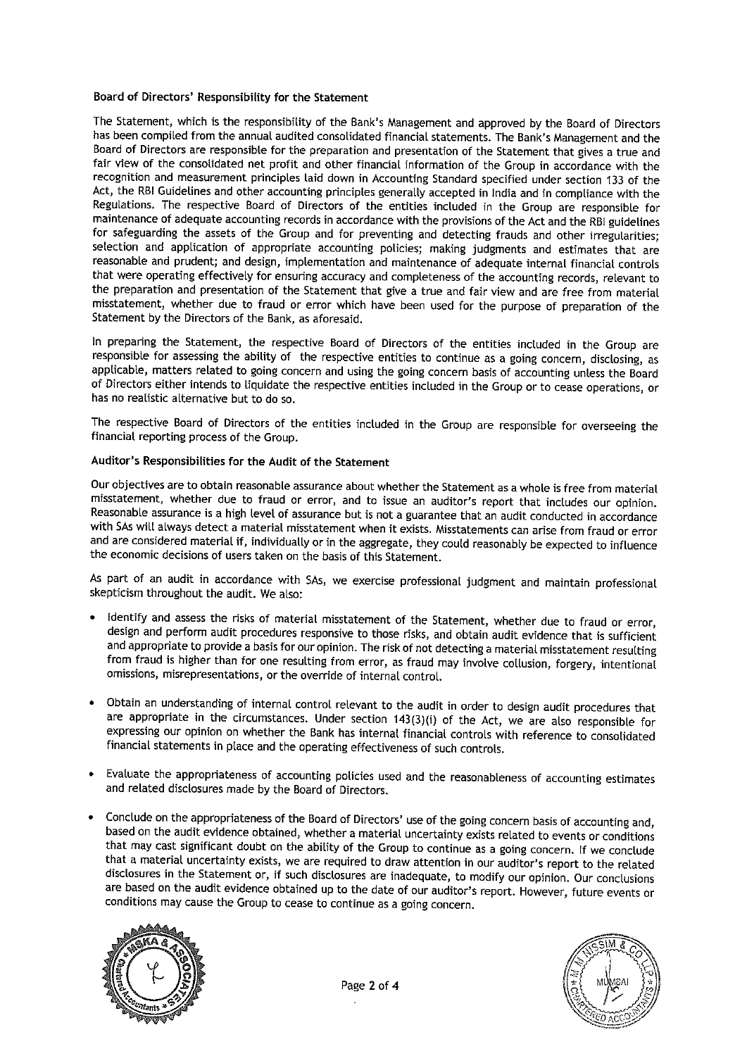### Board of Directors' Responsibility for the Statement

The Statement, which is the responsibility of the Bank's Management and approved by the Board of Directors has been compiled from the annual audited consolidated financial statements. The Bank's Management and the Board of Directors are responsible for the preparation and presentation of the Statement that gives a true and fair view of the consolidated net profit and other financial information of the Group in accordance with the recognition and measurement principles laid down in Accounting Standard specified under section 133 of the Act, the RBI Guidelines and other accounting principles generally accepted in India and in compliance with the Regulations. The respective Board of Directors of the entities included in the Group are responsible for maintenance of adequate accounting records in accordance with the provisions of the Act and the RBI guidelines for safeguarding the assets of the Group and for preventing and detecting frauds and other irregularities; selection and application of appropriate accounting policies; making judgments and estimates that are reasonable and prudent; and design, implementation and maintenance of adequate internal financial controls that were operating effectively for ensuring accuracy and completeness of the accounting records, relevant to the preparation and presentation of the Statement that give a true and fair view and are free from material misstatement, whether due to fraud or error which have been used for the purpose of preparation of the Statement by the Directors of the Bank, as aforesaid.

In preparing the Statement, the respective Board of Directors of the entities included in the Group are responsible for assessing the ability of the respective entities to continue as a going concern, disclosing, as applicable, matters related to going concern and using the going concern basis of accounting unless the Board of Directors either intends to liquidate the respective entities included in the Group or to cease operations, or has no realistic alternative but to do so.

The respective Board of Directors of the entities included in the Group are responsible for overseeing the financial reporting process of the Group.

### Auditor's Responsibilities for the Audit of the Statement

Our objectives are to obtain reasonable assurance about whether the Statement as a whole is free from material misstatement, whether due to fraud or error, and to issue an auditor's report that includes our opinion. Reasonable assurance is a high level of assurance but is not a guarantee that an audit conducted in accordance with SAs will always detect a material misstatement when it exists. Misstatements can arise from fraud or error and are considered material if, individually or in the aggregate, they could reasonably be expected to influence the economic decisions of users taken on the basis of this Statement.

As part of an audit in accordance with SAs, we exercise professional judgment and maintain professional skepticism throughout the audit. We also:

- Identify and assess the risks of material misstatement of the Statement, whether due to fraud or error, design and perform audit procedures responsive to those risks, and obtain audit evidence that is sufficient and appropriate to provide a basis for our opinion. The risk of not detecting a material misstatement resulting from fraud is higher than for one resulting from error, as fraud may involve collusion, forgery, intentional omissions, misrepresentations, or the override of internal control.

- Obtain an understanding of internal control relevant to the audit in order to design audit procedures that are appropriate in the circumstances. Under section 143(3)(i) of the Act, we are also responsible for expressing our opinion on whether the Bank has internal financial controls with reference to consolidated financial statements in place and the operating effectiveness of such controls.

- Evaluate the appropriateness of accounting policies used and the reasonableness of accounting estimates and related disclosures made by the Board of Directors.

- Conclude on the appropriateness of the Board of Directors' use of the going concern basis of accounting and, based on the audit evidence obtained, whether a material uncertainty exists related to events or conditions that may cast significant doubt on the ability of the Group to continue as a going concern. If we conclude that a material uncertainty exists, we are required to draw attention in our auditor's report to the related disclosures in the Statement or, if such disclosures are inadequate, to modify our opinion. Our conclusions are based on the audit evidence obtained up to the date of our auditor's report. However, future events or conditions may cause the Group to cease to continue as a going concern.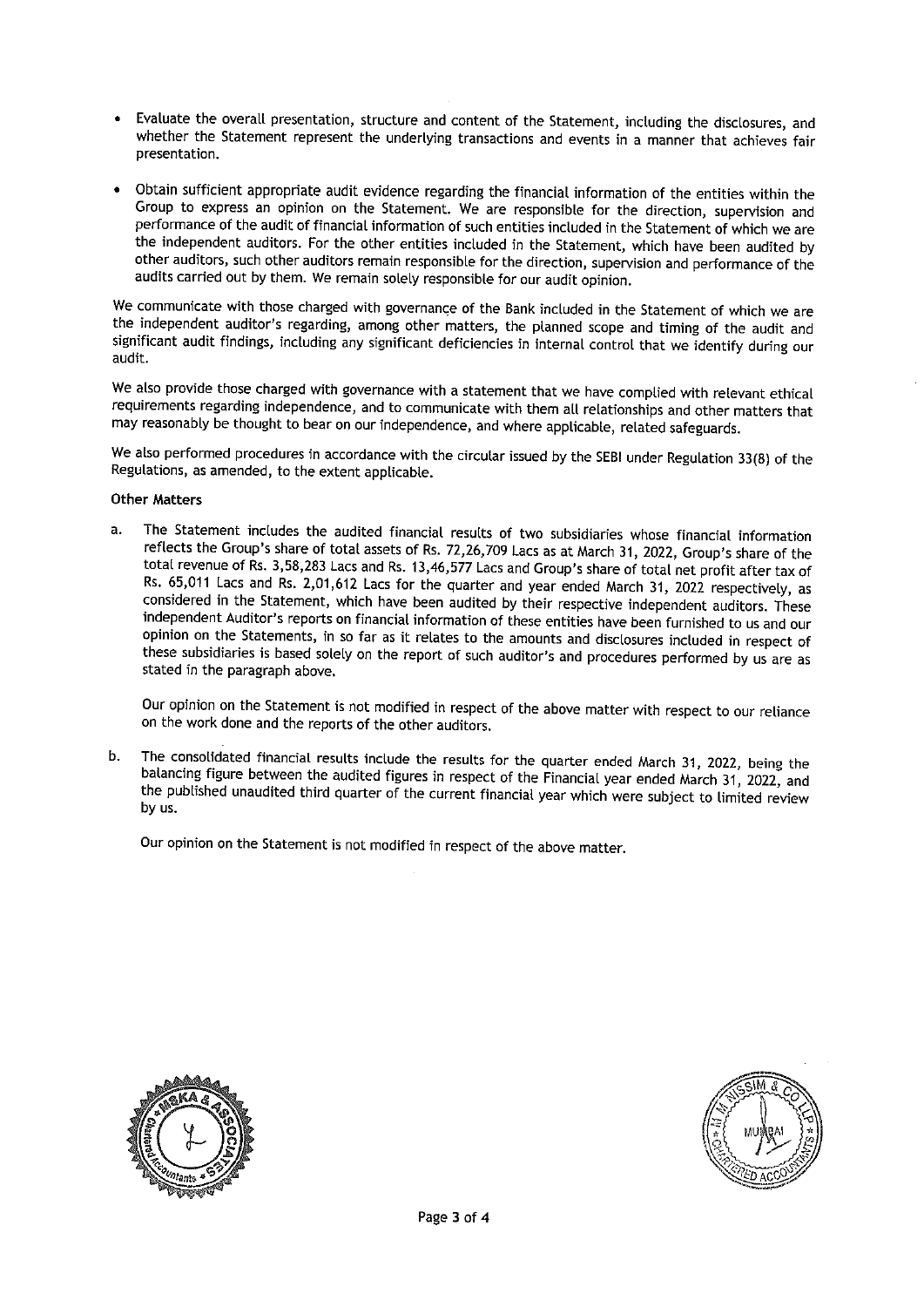- Evaluate the overall presentation, structure and content of the Statement, including the disclosures, and whether the Statement represent the underlying transactions and events in a manner that achieves fair presentation.

- Obtain sufficient appropriate audit evidence regarding the financial information of the entities within the Group to express an opinion on the Statement. We are responsible for the direction, supervision and performance of the audit of financial information of such entities included in the Statement of which we are the independent auditors. For the other entities included in the Statement, which have been audited by other auditors, such other auditors remain responsible for the direction, supervision and performance of the audits carried out by them. We remain solely responsible for our audit opinion.

We communicate with those charged with governance of the Bank included in the Statement of which we are the independent auditor's regarding, among other matters, the planned scope and timing of the audit and significant audit findings, including any significant deficiencies in internal control that we identify during our audit.

We also provide those charged with governance with a statement that we have complied with relevant ethical requirements regarding independence, and to communicate with them all relationships and other matters that may reasonably be thought to bear on our independence, and where applicable, related safeguards.

We also performed procedures in accordance with the circular issued by the SEBI under Regulation 33(8) of the Regulations, as amended, to the extent applicable.

**Other Matters**

a. The Statement includes the audited financial results of two subsidiaries whose financial information reflects the Group's share of total assets of Rs. 72,26,709 Lacs as at March 31, 2022, Group's share of the total revenue of Rs. 3,58,283 Lacs and Rs. 13,46,577 Lacs and Group's share of total net profit after tax of Rs. 65,011 Lacs and Rs. 2,01,612 Lacs for the quarter and year ended March 31, 2022 respectively, as considered in the Statement, which have been audited by their respective independent auditors. These independent Auditor's reports on financial information of these entities have been furnished to us and our opinion on the Statements, in so far as it relates to the amounts and disclosures included in respect of these subsidiaries is based solely on the report of such auditor's and procedures performed by us are as stated in the paragraph above.

   Our opinion on the Statement is not modified in respect of the above matter with respect to our reliance on the work done and the reports of the other auditors.

b. The consolidated financial results include the results for the quarter ended March 31, 2022, being the balancing figure between the audited figures in respect of the Financial year ended March 31, 2022, and the published unaudited third quarter of the current financial year which were subject to limited review by us.

   Our opinion on the Statement is not modified in respect of the above matter.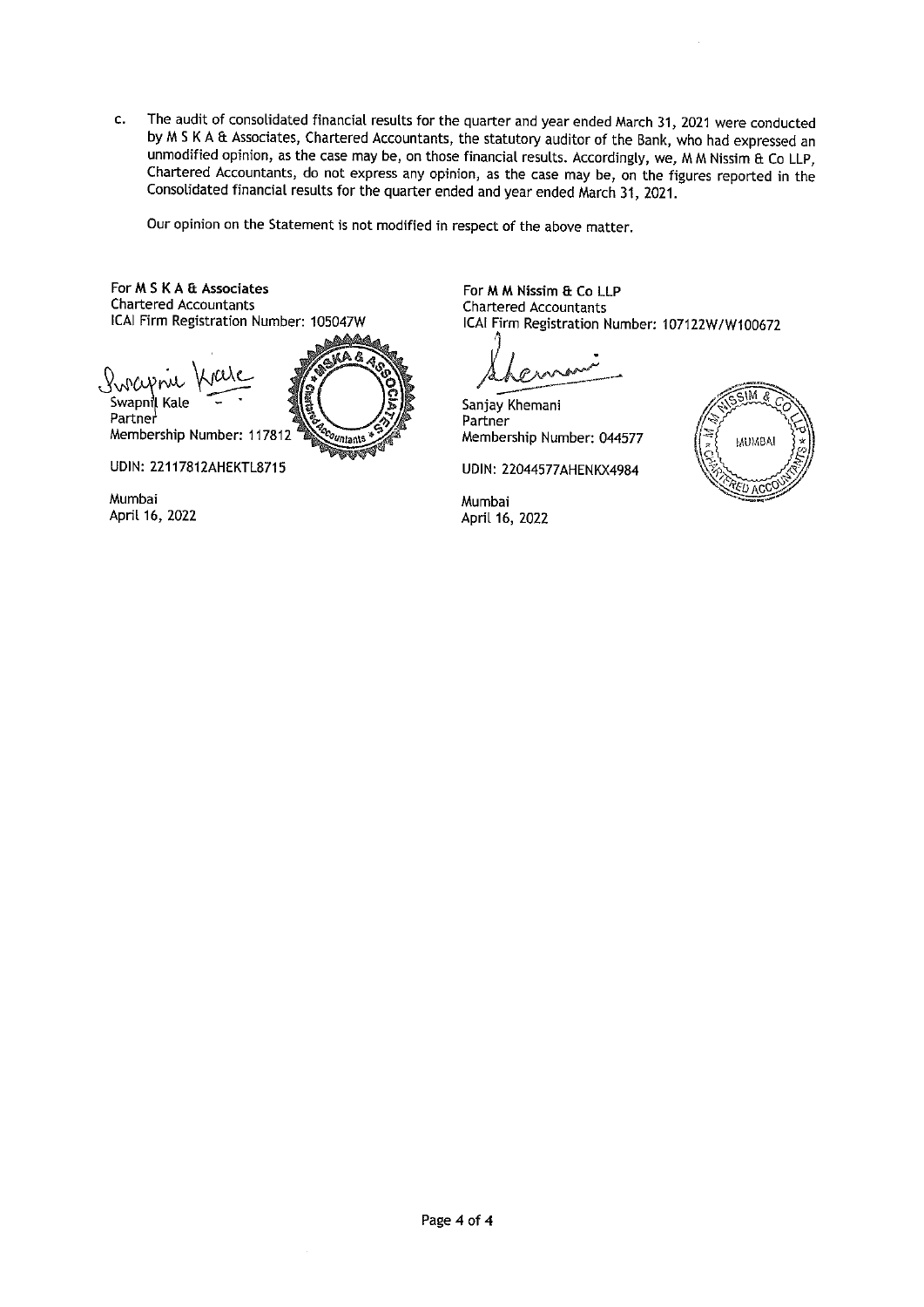c. The audit of consolidated financial results for the quarter and year ended March 31, 2021 were conducted by M S K A & Associates, Chartered Accountants, the statutory auditor of the Bank, who had expressed an unmodified opinion, as the case may be, on those financial results. Accordingly, we, M M Nissim & Co LLP, Chartered Accountants, do not express any opinion, as the case may be, on the figures reported in the Consolidated financial results for the quarter ended and year ended March 31, 2021.

Our opinion on the Statement is not modified in respect of the above matter.

For **M S K A & Associates**
Chartered Accountants
ICAI Firm Registration Number: 105047W

Swapnil Kale
Partner
Membership Number: 117812

UDIN: 22117812AHEKTL8715

Mumbai
April 16, 2022

For **M M Nissim & Co LLP**
Chartered Accountants
ICAI Firm Registration Number: 107122W/W100672

Sanjay Khemani
Partner
Membership Number: 044577

UDIN: 22044577AHENKX4984

Mumbai
April 16, 2022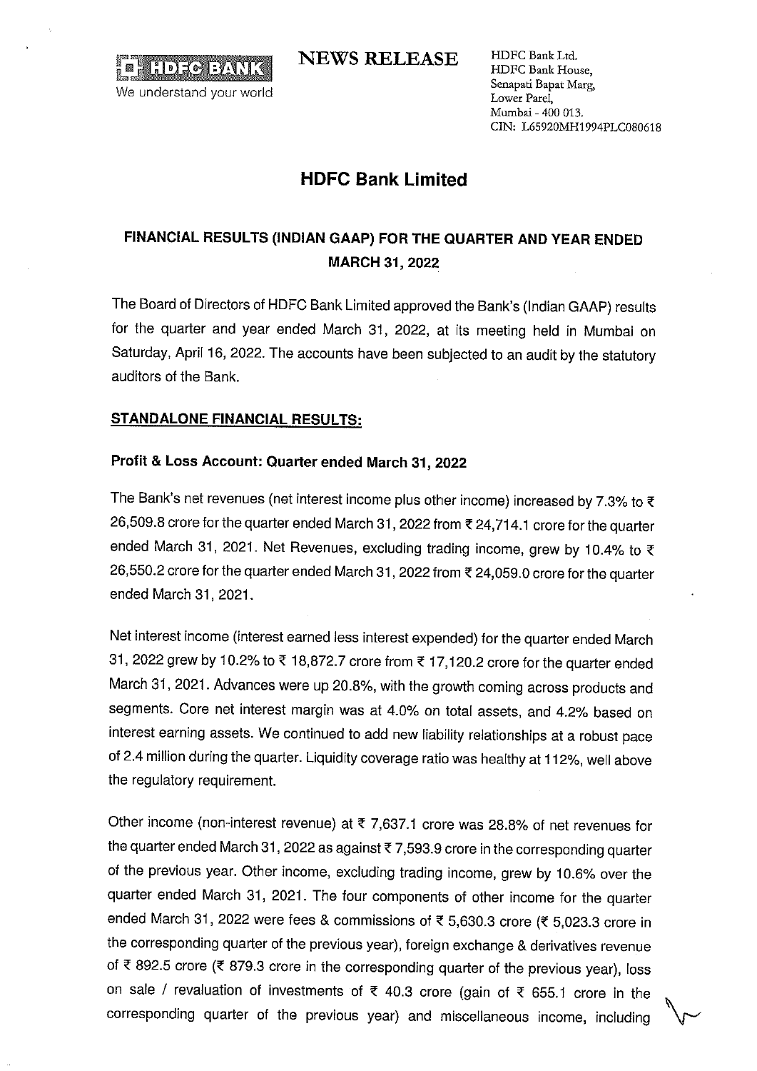HDFC BANK
We understand your world

**NEWS RELEASE**

HDFC Bank Ltd.
HDFC Bank House,
Senapati Bapat Marg,
Lower Parel,
Mumbai - 400 013.
CIN: L65920MH1994PLC080618

# HDFC Bank Limited

## FINANCIAL RESULTS (INDIAN GAAP) FOR THE QUARTER AND YEAR ENDED MARCH 31, 2022

The Board of Directors of HDFC Bank Limited approved the Bank's (Indian GAAP) results for the quarter and year ended March 31, 2022, at its meeting held in Mumbai on Saturday, April 16, 2022. The accounts have been subjected to an audit by the statutory auditors of the Bank.

### STANDALONE FINANCIAL RESULTS:

**Profit & Loss Account: Quarter ended March 31, 2022**

The Bank's net revenues (net interest income plus other income) increased by 7.3% to ₹ 26,509.8 crore for the quarter ended March 31, 2022 from ₹ 24,714.1 crore for the quarter ended March 31, 2021. Net Revenues, excluding trading income, grew by 10.4% to ₹ 26,550.2 crore for the quarter ended March 31, 2022 from ₹ 24,059.0 crore for the quarter ended March 31, 2021.

Net interest income (interest earned less interest expended) for the quarter ended March 31, 2022 grew by 10.2% to ₹ 18,872.7 crore from ₹ 17,120.2 crore for the quarter ended March 31, 2021. Advances were up 20.8%, with the growth coming across products and segments. Core net interest margin was at 4.0% on total assets, and 4.2% based on interest earning assets. We continued to add new liability relationships at a robust pace of 2.4 million during the quarter. Liquidity coverage ratio was healthy at 112%, well above the regulatory requirement.

Other income (non-interest revenue) at ₹ 7,637.1 crore was 28.8% of net revenues for the quarter ended March 31, 2022 as against ₹ 7,593.9 crore in the corresponding quarter of the previous year. Other income, excluding trading income, grew by 10.6% over the quarter ended March 31, 2021. The four components of other income for the quarter ended March 31, 2022 were fees & commissions of ₹ 5,630.3 crore (₹ 5,023.3 crore in the corresponding quarter of the previous year), foreign exchange & derivatives revenue of ₹ 892.5 crore (₹ 879.3 crore in the corresponding quarter of the previous year), loss on sale / revaluation of investments of ₹ 40.3 crore (gain of ₹ 655.1 crore in the corresponding quarter of the previous year) and miscellaneous income, including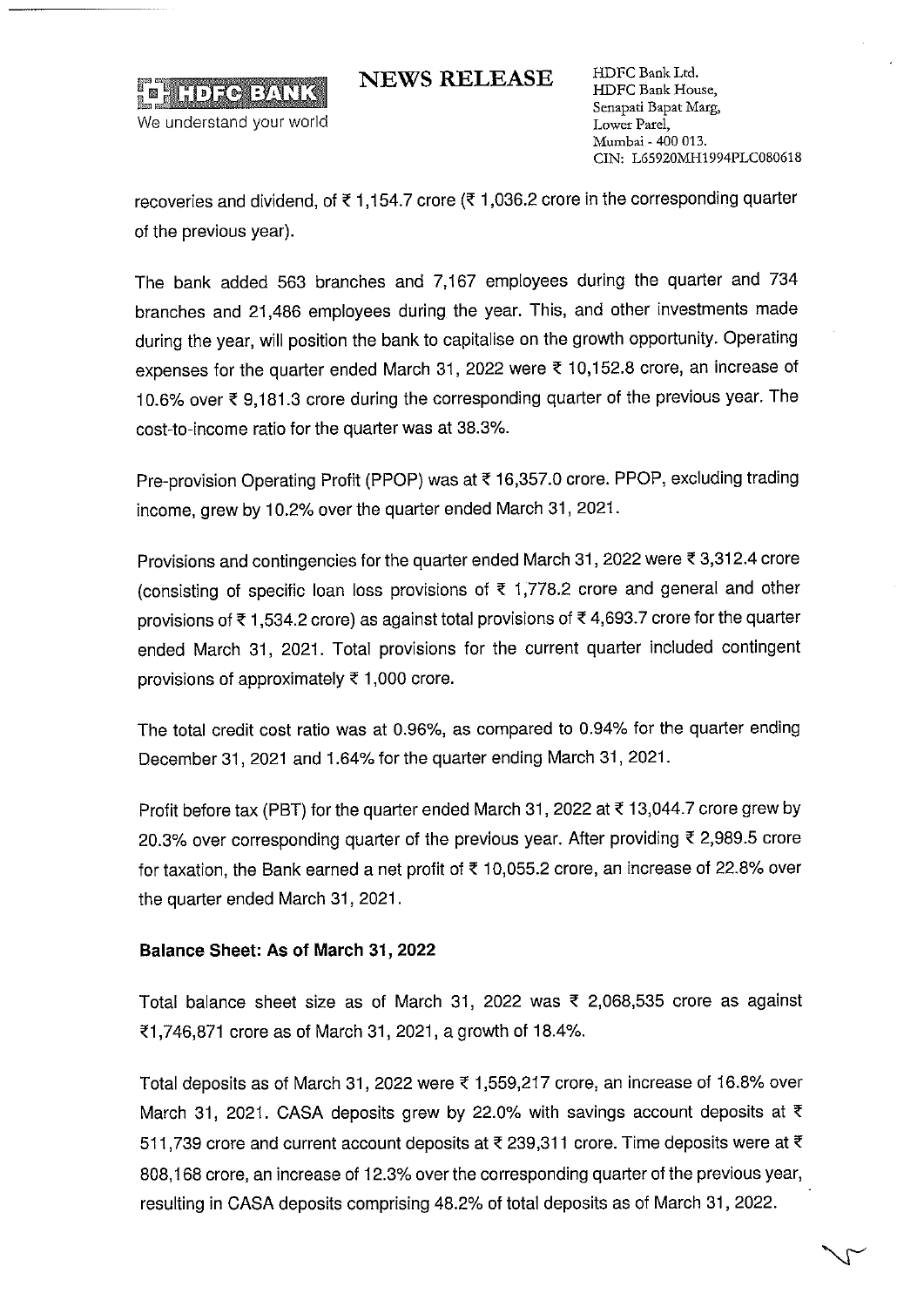recoveries and dividend, of ₹ 1,154.7 crore (₹ 1,036.2 crore in the corresponding quarter of the previous year).

The bank added 563 branches and 7,167 employees during the quarter and 734 branches and 21,486 employees during the year. This, and other investments made during the year, will position the bank to capitalise on the growth opportunity. Operating expenses for the quarter ended March 31, 2022 were ₹ 10,152.8 crore, an increase of 10.6% over ₹ 9,181.3 crore during the corresponding quarter of the previous year. The cost-to-income ratio for the quarter was at 38.3%.

Pre-provision Operating Profit (PPOP) was at ₹ 16,357.0 crore. PPOP, excluding trading income, grew by 10.2% over the quarter ended March 31, 2021.

Provisions and contingencies for the quarter ended March 31, 2022 were ₹ 3,312.4 crore (consisting of specific loan loss provisions of ₹ 1,778.2 crore and general and other provisions of ₹ 1,534.2 crore) as against total provisions of ₹ 4,693.7 crore for the quarter ended March 31, 2021. Total provisions for the current quarter included contingent provisions of approximately ₹ 1,000 crore.

The total credit cost ratio was at 0.96%, as compared to 0.94% for the quarter ending December 31, 2021 and 1.64% for the quarter ending March 31, 2021.

Profit before tax (PBT) for the quarter ended March 31, 2022 at ₹ 13,044.7 crore grew by 20.3% over corresponding quarter of the previous year. After providing ₹ 2,989.5 crore for taxation, the Bank earned a net profit of ₹ 10,055.2 crore, an increase of 22.8% over the quarter ended March 31, 2021.

**Balance Sheet: As of March 31, 2022**

Total balance sheet size as of March 31, 2022 was ₹ 2,068,535 crore as against ₹1,746,871 crore as of March 31, 2021, a growth of 18.4%.

Total deposits as of March 31, 2022 were ₹ 1,559,217 crore, an increase of 16.8% over March 31, 2021. CASA deposits grew by 22.0% with savings account deposits at ₹ 511,739 crore and current account deposits at ₹ 239,311 crore. Time deposits were at ₹ 808,168 crore, an increase of 12.3% over the corresponding quarter of the previous year, resulting in CASA deposits comprising 48.2% of total deposits as of March 31, 2022.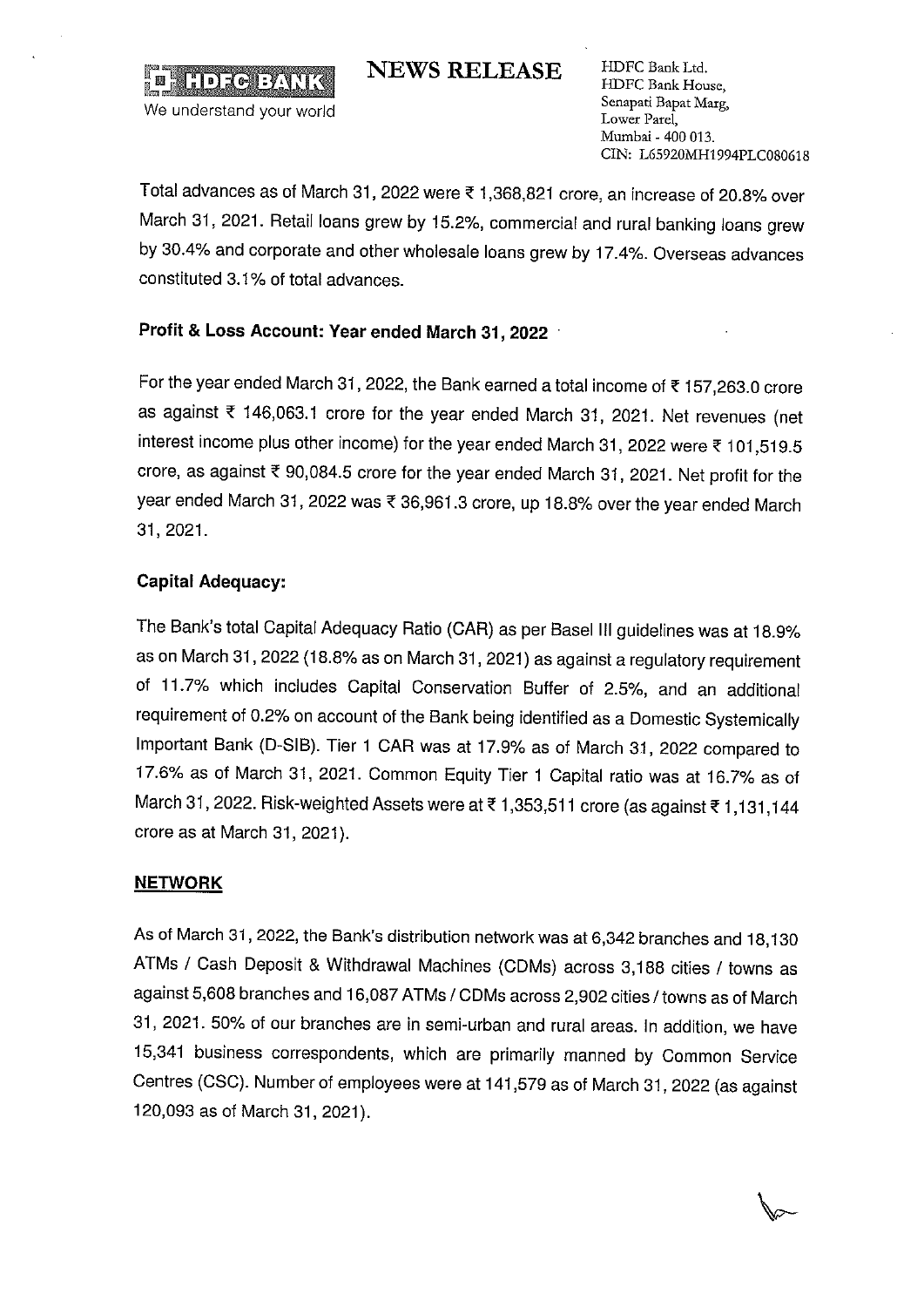HDFC BANK

We understand your world

# NEWS RELEASE

HDFC Bank Ltd.
HDFC Bank House,
Senapati Bapat Marg,
Lower Parel,
Mumbai - 400 013.
CIN: L65920MH1994PLC080618

Total advances as of March 31, 2022 were ₹ 1,368,821 crore, an increase of 20.8% over March 31, 2021. Retail loans grew by 15.2%, commercial and rural banking loans grew by 30.4% and corporate and other wholesale loans grew by 17.4%. Overseas advances constituted 3.1% of total advances.

**Profit & Loss Account: Year ended March 31, 2022**

For the year ended March 31, 2022, the Bank earned a total income of ₹ 157,263.0 crore as against ₹ 146,063.1 crore for the year ended March 31, 2021. Net revenues (net interest income plus other income) for the year ended March 31, 2022 were ₹ 101,519.5 crore, as against ₹ 90,084.5 crore for the year ended March 31, 2021. Net profit for the year ended March 31, 2022 was ₹ 36,961.3 crore, up 18.8% over the year ended March 31, 2021.

**Capital Adequacy:**

The Bank's total Capital Adequacy Ratio (CAR) as per Basel III guidelines was at 18.9% as on March 31, 2022 (18.8% as on March 31, 2021) as against a regulatory requirement of 11.7% which includes Capital Conservation Buffer of 2.5%, and an additional requirement of 0.2% on account of the Bank being identified as a Domestic Systemically Important Bank (D-SIB). Tier 1 CAR was at 17.9% as of March 31, 2022 compared to 17.6% as of March 31, 2021. Common Equity Tier 1 Capital ratio was at 16.7% as of March 31, 2022. Risk-weighted Assets were at ₹ 1,353,511 crore (as against ₹ 1,131,144 crore as at March 31, 2021).

**NETWORK**

As of March 31, 2022, the Bank's distribution network was at 6,342 branches and 18,130 ATMs / Cash Deposit & Withdrawal Machines (CDMs) across 3,188 cities / towns as against 5,608 branches and 16,087 ATMs / CDMs across 2,902 cities / towns as of March 31, 2021. 50% of our branches are in semi-urban and rural areas. In addition, we have 15,341 business correspondents, which are primarily manned by Common Service Centres (CSC). Number of employees were at 141,579 as of March 31, 2022 (as against 120,093 as of March 31, 2021).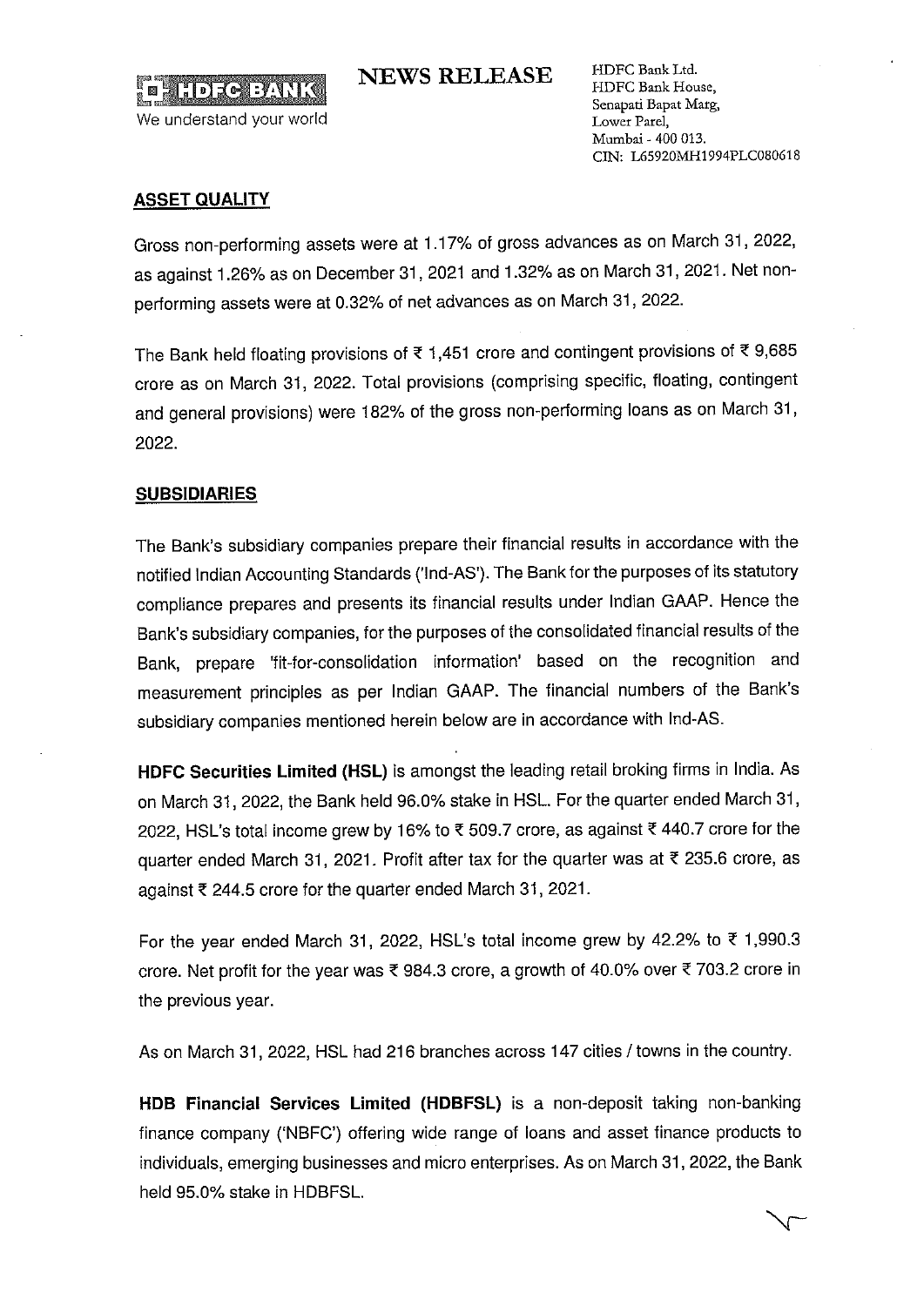## ASSET QUALITY

Gross non-performing assets were at 1.17% of gross advances as on March 31, 2022, as against 1.26% as on December 31, 2021 and 1.32% as on March 31, 2021. Net non-performing assets were at 0.32% of net advances as on March 31, 2022.

The Bank held floating provisions of ₹ 1,451 crore and contingent provisions of ₹ 9,685 crore as on March 31, 2022. Total provisions (comprising specific, floating, contingent and general provisions) were 182% of the gross non-performing loans as on March 31, 2022.

## SUBSIDIARIES

The Bank's subsidiary companies prepare their financial results in accordance with the notified Indian Accounting Standards ('Ind-AS'). The Bank for the purposes of its statutory compliance prepares and presents its financial results under Indian GAAP. Hence the Bank's subsidiary companies, for the purposes of the consolidated financial results of the Bank, prepare 'fit-for-consolidation information' based on the recognition and measurement principles as per Indian GAAP. The financial numbers of the Bank's subsidiary companies mentioned herein below are in accordance with Ind-AS.

**HDFC Securities Limited (HSL)** is amongst the leading retail broking firms in India. As on March 31, 2022, the Bank held 96.0% stake in HSL. For the quarter ended March 31, 2022, HSL's total income grew by 16% to ₹ 509.7 crore, as against ₹ 440.7 crore for the quarter ended March 31, 2021. Profit after tax for the quarter was at ₹ 235.6 crore, as against ₹ 244.5 crore for the quarter ended March 31, 2021.

For the year ended March 31, 2022, HSL's total income grew by 42.2% to ₹ 1,990.3 crore. Net profit for the year was ₹ 984.3 crore, a growth of 40.0% over ₹ 703.2 crore in the previous year.

As on March 31, 2022, HSL had 216 branches across 147 cities / towns in the country.

**HDB Financial Services Limited (HDBFSL)** is a non-deposit taking non-banking finance company ('NBFC') offering wide range of loans and asset finance products to individuals, emerging businesses and micro enterprises. As on March 31, 2022, the Bank held 95.0% stake in HDBFSL.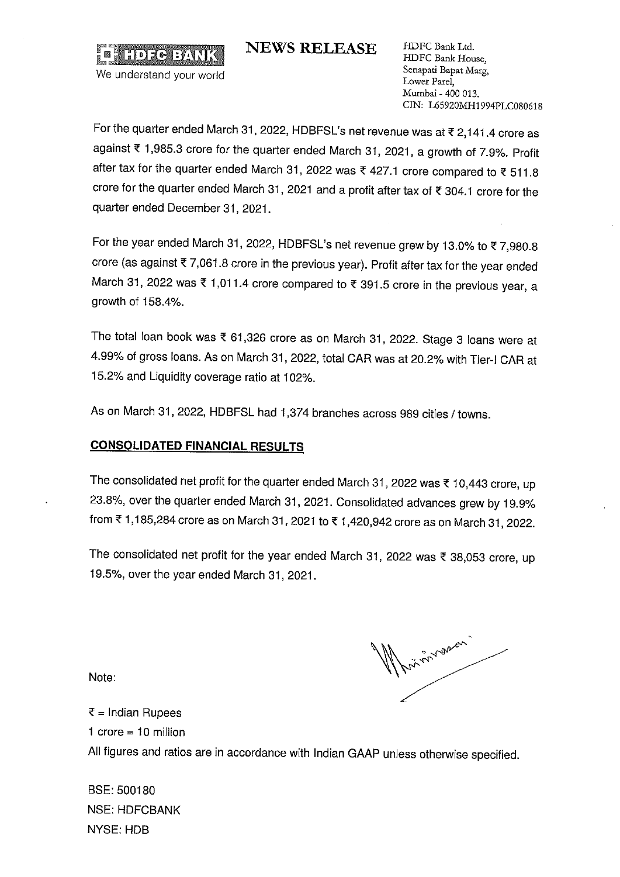HDFC BANK

We understand your world

**NEWS RELEASE**

HDFC Bank Ltd.
HDFC Bank House,
Senapati Bapat Marg,
Lower Parel,
Mumbai - 400 013.
CIN: L65920MH1994PLC080618

For the quarter ended March 31, 2022, HDBFSL's net revenue was at ₹ 2,141.4 crore as against ₹ 1,985.3 crore for the quarter ended March 31, 2021, a growth of 7.9%. Profit after tax for the quarter ended March 31, 2022 was ₹ 427.1 crore compared to ₹ 511.8 crore for the quarter ended March 31, 2021 and a profit after tax of ₹ 304.1 crore for the quarter ended December 31, 2021.

For the year ended March 31, 2022, HDBFSL's net revenue grew by 13.0% to ₹ 7,980.8 crore (as against ₹ 7,061.8 crore in the previous year). Profit after tax for the year ended March 31, 2022 was ₹ 1,011.4 crore compared to ₹ 391.5 crore in the previous year, a growth of 158.4%.

The total loan book was ₹ 61,326 crore as on March 31, 2022. Stage 3 loans were at 4.99% of gross loans. As on March 31, 2022, total CAR was at 20.2% with Tier-I CAR at 15.2% and Liquidity coverage ratio at 102%.

As on March 31, 2022, HDBFSL had 1,374 branches across 989 cities / towns.

**CONSOLIDATED FINANCIAL RESULTS**

The consolidated net profit for the quarter ended March 31, 2022 was ₹ 10,443 crore, up 23.8%, over the quarter ended March 31, 2021. Consolidated advances grew by 19.9% from ₹ 1,185,284 crore as on March 31, 2021 to ₹ 1,420,942 crore as on March 31, 2022.

The consolidated net profit for the year ended March 31, 2022 was ₹ 38,053 crore, up 19.5%, over the year ended March 31, 2021.

Note:

₹ = Indian Rupees
1 crore = 10 million
All figures and ratios are in accordance with Indian GAAP unless otherwise specified.

BSE: 500180
NSE: HDFCBANK
NYSE: HDB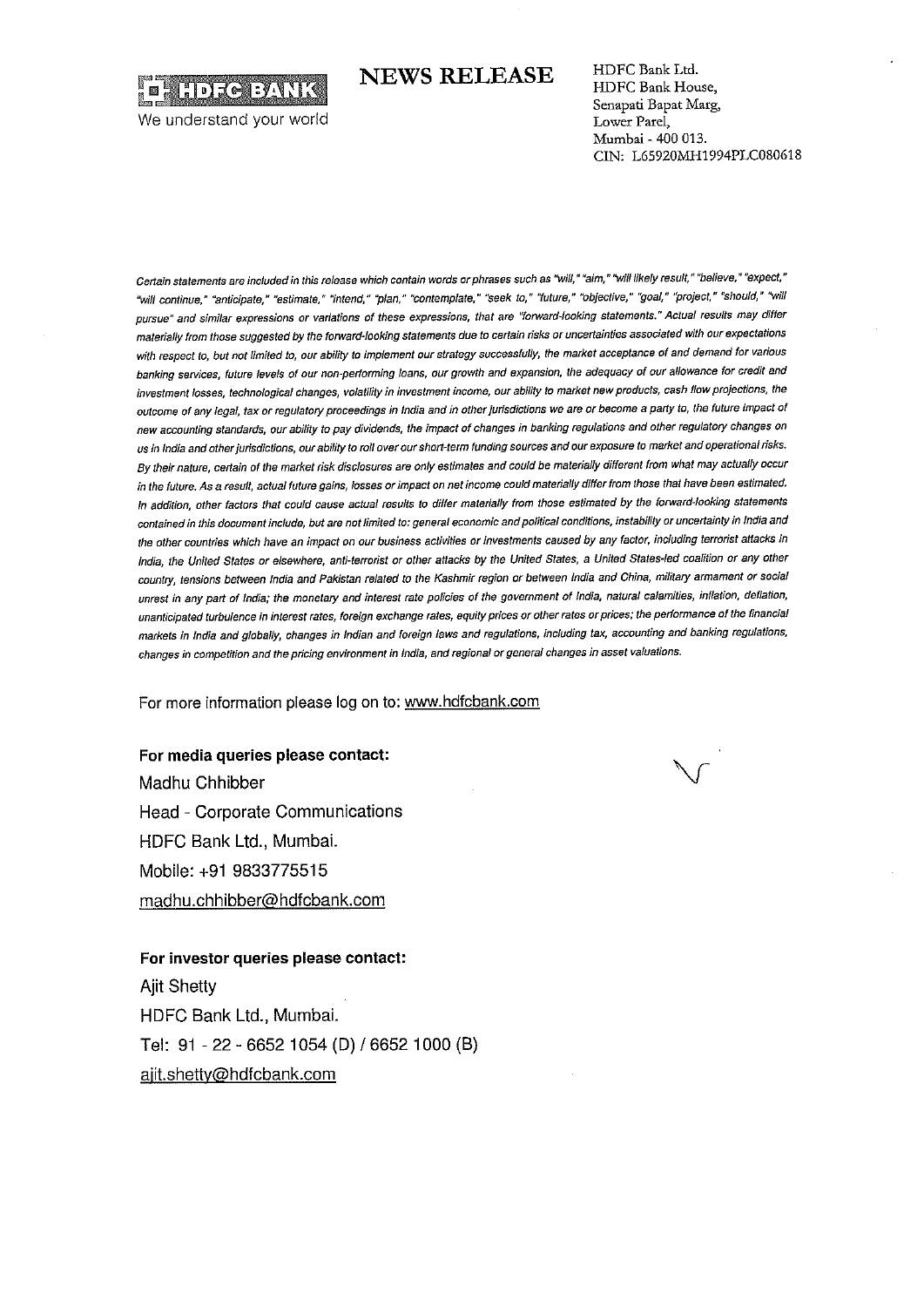HDFC BANK

We understand your world

# NEWS RELEASE

HDFC Bank Ltd.
HDFC Bank House,
Senapati Bapat Marg,
Lower Parel,
Mumbai - 400 013.
CIN: L65920MH1994PLC080618

*Certain statements are included in this release which contain words or phrases such as "will," "aim," "will likely result," "believe," "expect," "will continue," "anticipate," "estimate," "intend," "plan," "contemplate," "seek to," "future," "objective," "goal," "project," "should," "will pursue" and similar expressions or variations of these expressions, that are "forward-looking statements." Actual results may differ materially from those suggested by the forward-looking statements due to certain risks or uncertainties associated with our expectations with respect to, but not limited to, our ability to implement our strategy successfully, the market acceptance of and demand for various banking services, future levels of our non-performing loans, our growth and expansion, the adequacy of our allowance for credit and investment losses, technological changes, volatility in investment income, our ability to market new products, cash flow projections, the outcome of any legal, tax or regulatory proceedings in India and in other jurisdictions we are or become a party to, the future impact of new accounting standards, our ability to pay dividends, the impact of changes in banking regulations and other regulatory changes on us in India and other jurisdictions, our ability to roll over our short-term funding sources and our exposure to market and operational risks. By their nature, certain of the market risk disclosures are only estimates and could be materially different from what may actually occur in the future. As a result, actual future gains, losses or impact on net income could materially differ from those that have been estimated. In addition, other factors that could cause actual results to differ materially from those estimated by the forward-looking statements contained in this document include, but are not limited to: general economic and political conditions, instability or uncertainty in India and the other countries which have an impact on our business activities or investments caused by any factor, including terrorist attacks in India, the United States or elsewhere, anti-terrorist or other attacks by the United States, a United States-led coalition or any other country, tensions between India and Pakistan related to the Kashmir region or between India and China, military armament or social unrest in any part of India; the monetary and interest rate policies of the government of India, natural calamities, inflation, deflation, unanticipated turbulence in interest rates, foreign exchange rates, equity prices or other rates or prices; the performance of the financial markets in India and globally, changes in Indian and foreign laws and regulations, including tax, accounting and banking regulations, changes in competition and the pricing environment in India, and regional or general changes in asset valuations.*

For more information please log on to: www.hdfcbank.com

**For media queries please contact:**
Madhu Chhibber
Head - Corporate Communications
HDFC Bank Ltd., Mumbai.
Mobile: +91 9833775515
madhu.chhibber@hdfcbank.com

**For investor queries please contact:**
Ajit Shetty
HDFC Bank Ltd., Mumbai.
Tel: 91 - 22 - 6652 1054 (D) / 6652 1000 (B)
ajit.shetty@hdfcbank.com